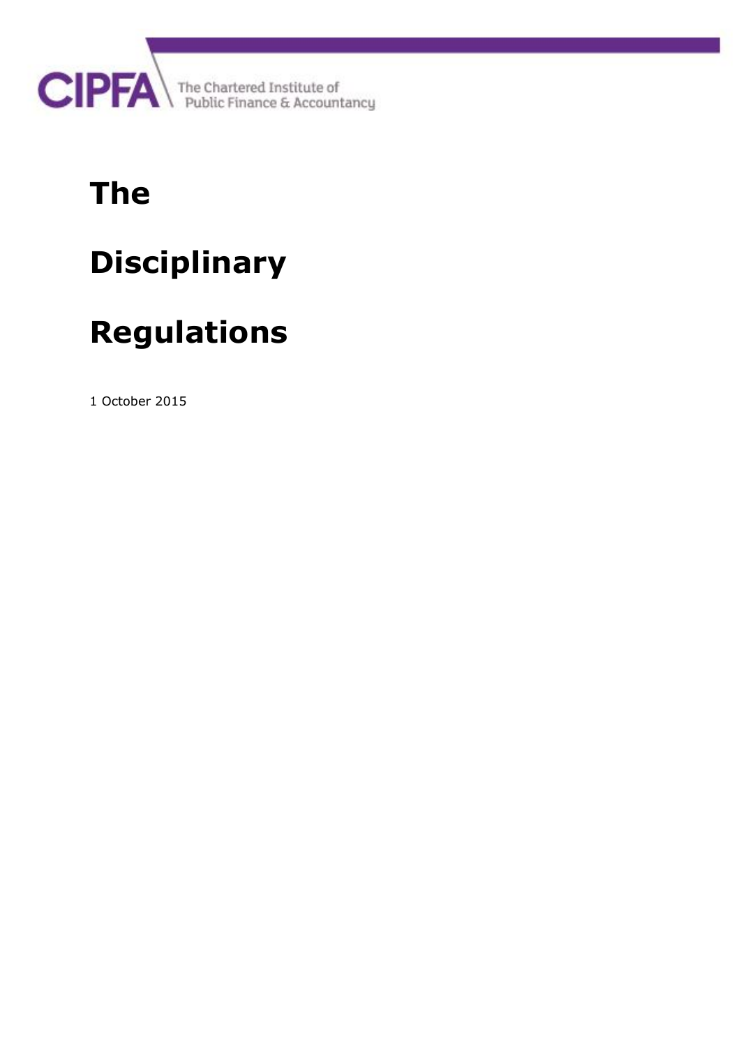CIPFA The Chartered Institute of Public Finance & Accountancy

# The Disciplinary Regulations

1 October 2015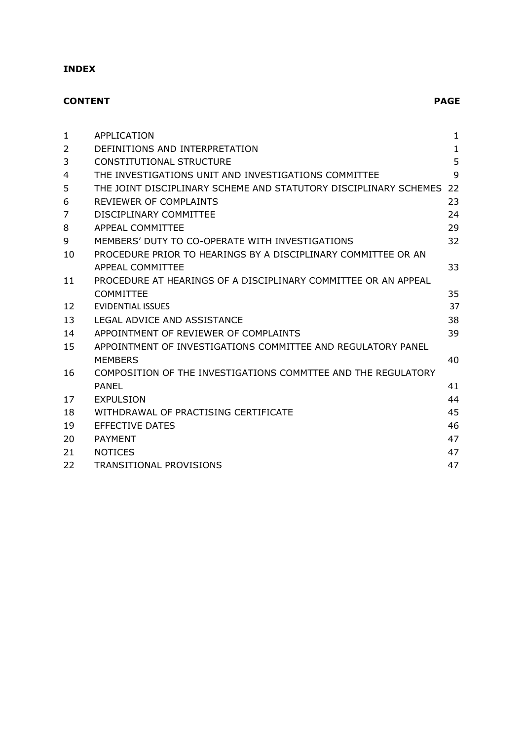**INDEX**

| **CONTENT** | | **PAGE** |
|---|---|---|
| 1 | APPLICATION | 1 |
| 2 | DEFINITIONS AND INTERPRETATION | 1 |
| 3 | CONSTITUTIONAL STRUCTURE | 5 |
| 4 | THE INVESTIGATIONS UNIT AND INVESTIGATIONS COMMITTEE | 9 |
| 5 | THE JOINT DISCIPLINARY SCHEME AND STATUTORY DISCIPLINARY SCHEMES | 22 |
| 6 | REVIEWER OF COMPLAINTS | 23 |
| 7 | DISCIPLINARY COMMITTEE | 24 |
| 8 | APPEAL COMMITTEE | 29 |
| 9 | MEMBERS' DUTY TO CO-OPERATE WITH INVESTIGATIONS | 32 |
| 10 | PROCEDURE PRIOR TO HEARINGS BY A DISCIPLINARY COMMITTEE OR AN APPEAL COMMITTEE | 33 |
| 11 | PROCEDURE AT HEARINGS OF A DISCIPLINARY COMMITTEE OR AN APPEAL COMMITTEE | 35 |
| 12 | EVIDENTIAL ISSUES | 37 |
| 13 | LEGAL ADVICE AND ASSISTANCE | 38 |
| 14 | APPOINTMENT OF REVIEWER OF COMPLAINTS | 39 |
| 15 | APPOINTMENT OF INVESTIGATIONS COMMITTEE AND REGULATORY PANEL MEMBERS | 40 |
| 16 | COMPOSITION OF THE INVESTIGATIONS COMMTTEE AND THE REGULATORY PANEL | 41 |
| 17 | EXPULSION | 44 |
| 18 | WITHDRAWAL OF PRACTISING CERTIFICATE | 45 |
| 19 | EFFECTIVE DATES | 46 |
| 20 | PAYMENT | 47 |
| 21 | NOTICES | 47 |
| 22 | TRANSITIONAL PROVISIONS | 47 |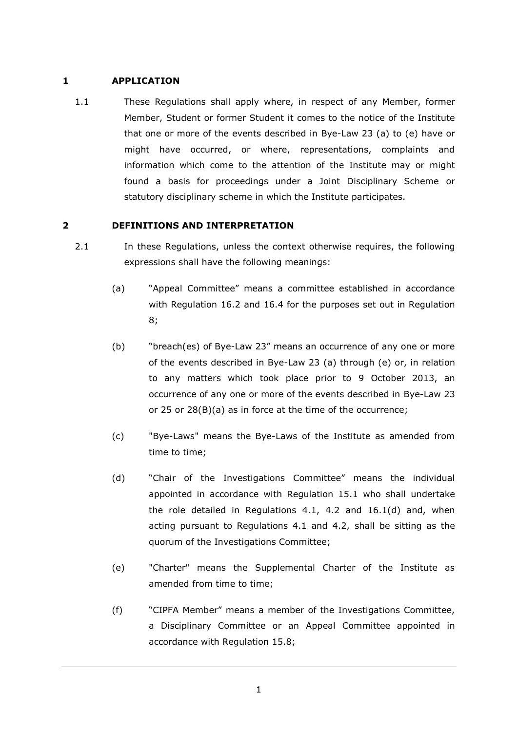## 1 APPLICATION

1.1 These Regulations shall apply where, in respect of any Member, former Member, Student or former Student it comes to the notice of the Institute that one or more of the events described in Bye-Law 23 (a) to (e) have or might have occurred, or where, representations, complaints and information which come to the attention of the Institute may or might found a basis for proceedings under a Joint Disciplinary Scheme or statutory disciplinary scheme in which the Institute participates.

## 2 DEFINITIONS AND INTERPRETATION

2.1 In these Regulations, unless the context otherwise requires, the following expressions shall have the following meanings:

(a) "Appeal Committee" means a committee established in accordance with Regulation 16.2 and 16.4 for the purposes set out in Regulation 8;

(b) "breach(es) of Bye-Law 23" means an occurrence of any one or more of the events described in Bye-Law 23 (a) through (e) or, in relation to any matters which took place prior to 9 October 2013, an occurrence of any one or more of the events described in Bye-Law 23 or 25 or 28(B)(a) as in force at the time of the occurrence;

(c) "Bye-Laws" means the Bye-Laws of the Institute as amended from time to time;

(d) "Chair of the Investigations Committee" means the individual appointed in accordance with Regulation 15.1 who shall undertake the role detailed in Regulations 4.1, 4.2 and 16.1(d) and, when acting pursuant to Regulations 4.1 and 4.2, shall be sitting as the quorum of the Investigations Committee;

(e) "Charter" means the Supplemental Charter of the Institute as amended from time to time;

(f) "CIPFA Member" means a member of the Investigations Committee, a Disciplinary Committee or an Appeal Committee appointed in accordance with Regulation 15.8;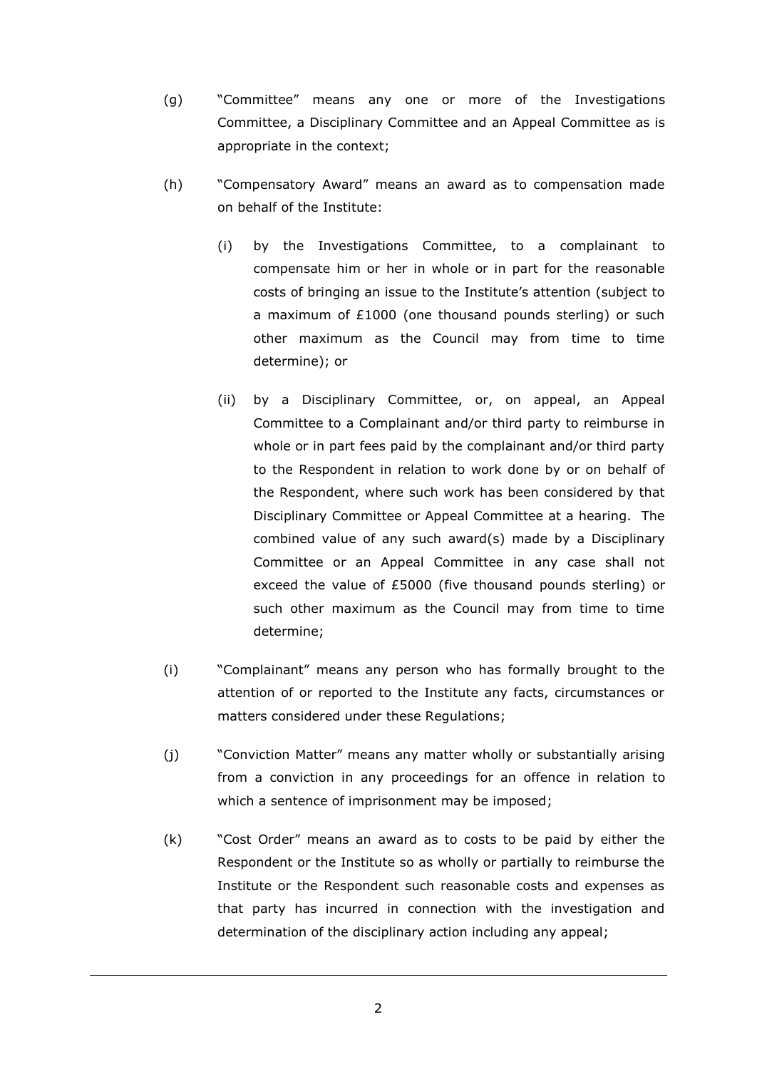(g) "Committee" means any one or more of the Investigations Committee, a Disciplinary Committee and an Appeal Committee as is appropriate in the context;

(h) "Compensatory Award" means an award as to compensation made on behalf of the Institute:

  (i) by the Investigations Committee, to a complainant to compensate him or her in whole or in part for the reasonable costs of bringing an issue to the Institute's attention (subject to a maximum of £1000 (one thousand pounds sterling) or such other maximum as the Council may from time to time determine); or

  (ii) by a Disciplinary Committee, or, on appeal, an Appeal Committee to a Complainant and/or third party to reimburse in whole or in part fees paid by the complainant and/or third party to the Respondent in relation to work done by or on behalf of the Respondent, where such work has been considered by that Disciplinary Committee or Appeal Committee at a hearing. The combined value of any such award(s) made by a Disciplinary Committee or an Appeal Committee in any case shall not exceed the value of £5000 (five thousand pounds sterling) or such other maximum as the Council may from time to time determine;

(i) "Complainant" means any person who has formally brought to the attention of or reported to the Institute any facts, circumstances or matters considered under these Regulations;

(j) "Conviction Matter" means any matter wholly or substantially arising from a conviction in any proceedings for an offence in relation to which a sentence of imprisonment may be imposed;

(k) "Cost Order" means an award as to costs to be paid by either the Respondent or the Institute so as wholly or partially to reimburse the Institute or the Respondent such reasonable costs and expenses as that party has incurred in connection with the investigation and determination of the disciplinary action including any appeal;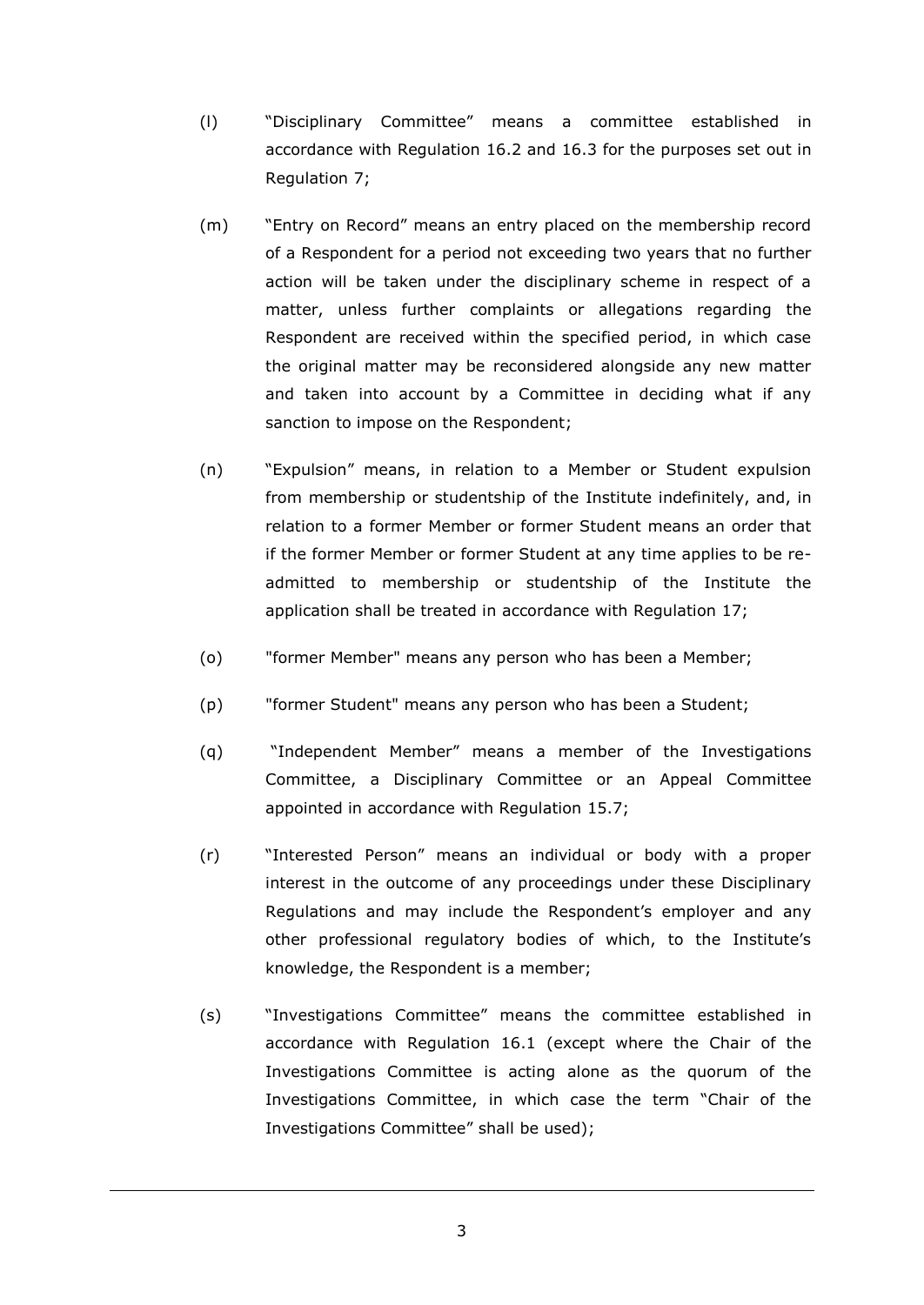(l) “Disciplinary Committee” means a committee established in accordance with Regulation 16.2 and 16.3 for the purposes set out in Regulation 7;

(m) “Entry on Record” means an entry placed on the membership record of a Respondent for a period not exceeding two years that no further action will be taken under the disciplinary scheme in respect of a matter, unless further complaints or allegations regarding the Respondent are received within the specified period, in which case the original matter may be reconsidered alongside any new matter and taken into account by a Committee in deciding what if any sanction to impose on the Respondent;

(n) “Expulsion” means, in relation to a Member or Student expulsion from membership or studentship of the Institute indefinitely, and, in relation to a former Member or former Student means an order that if the former Member or former Student at any time applies to be re-admitted to membership or studentship of the Institute the application shall be treated in accordance with Regulation 17;

(o) "former Member" means any person who has been a Member;

(p) "former Student" means any person who has been a Student;

(q) “Independent Member” means a member of the Investigations Committee, a Disciplinary Committee or an Appeal Committee appointed in accordance with Regulation 15.7;

(r) “Interested Person” means an individual or body with a proper interest in the outcome of any proceedings under these Disciplinary Regulations and may include the Respondent’s employer and any other professional regulatory bodies of which, to the Institute’s knowledge, the Respondent is a member;

(s) “Investigations Committee” means the committee established in accordance with Regulation 16.1 (except where the Chair of the Investigations Committee is acting alone as the quorum of the Investigations Committee, in which case the term “Chair of the Investigations Committee” shall be used);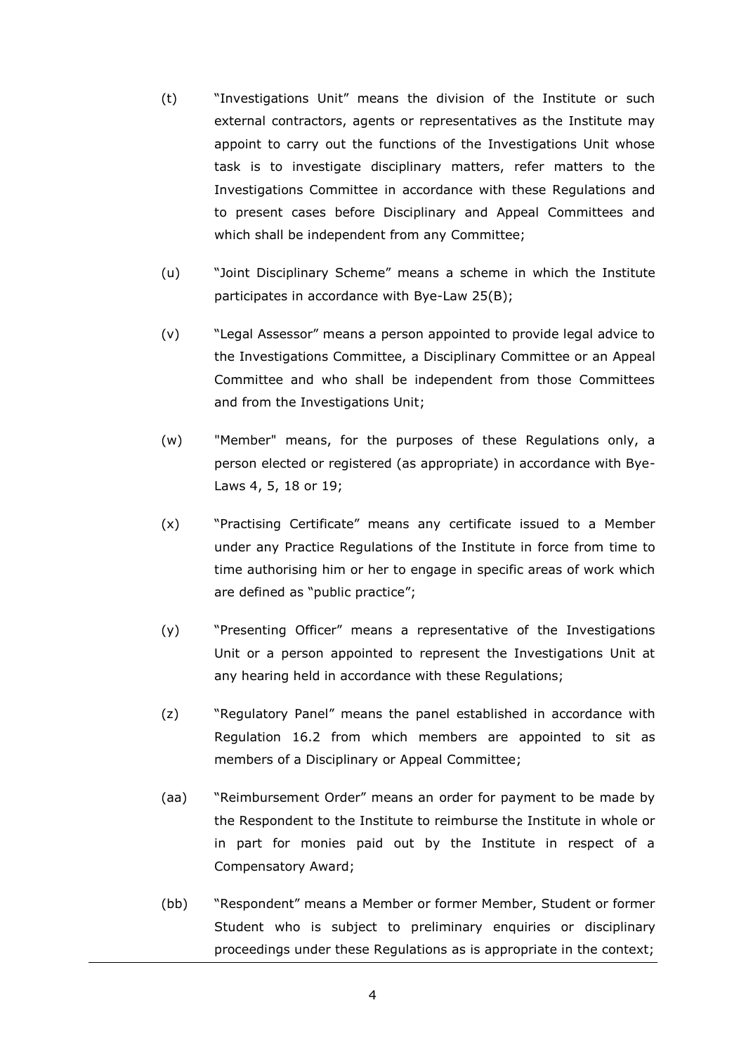(t) "Investigations Unit" means the division of the Institute or such external contractors, agents or representatives as the Institute may appoint to carry out the functions of the Investigations Unit whose task is to investigate disciplinary matters, refer matters to the Investigations Committee in accordance with these Regulations and to present cases before Disciplinary and Appeal Committees and which shall be independent from any Committee;

(u) "Joint Disciplinary Scheme" means a scheme in which the Institute participates in accordance with Bye-Law 25(B);

(v) "Legal Assessor" means a person appointed to provide legal advice to the Investigations Committee, a Disciplinary Committee or an Appeal Committee and who shall be independent from those Committees and from the Investigations Unit;

(w) "Member" means, for the purposes of these Regulations only, a person elected or registered (as appropriate) in accordance with Bye-Laws 4, 5, 18 or 19;

(x) "Practising Certificate" means any certificate issued to a Member under any Practice Regulations of the Institute in force from time to time authorising him or her to engage in specific areas of work which are defined as "public practice";

(y) "Presenting Officer" means a representative of the Investigations Unit or a person appointed to represent the Investigations Unit at any hearing held in accordance with these Regulations;

(z) "Regulatory Panel" means the panel established in accordance with Regulation 16.2 from which members are appointed to sit as members of a Disciplinary or Appeal Committee;

(aa) "Reimbursement Order" means an order for payment to be made by the Respondent to the Institute to reimburse the Institute in whole or in part for monies paid out by the Institute in respect of a Compensatory Award;

(bb) "Respondent" means a Member or former Member, Student or former Student who is subject to preliminary enquiries or disciplinary proceedings under these Regulations as is appropriate in the context;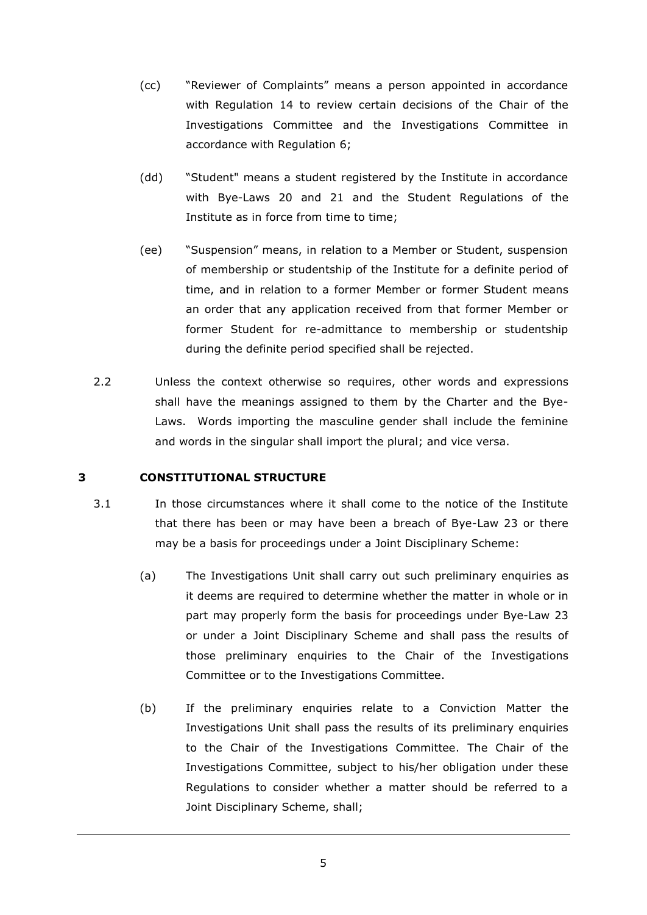(cc) "Reviewer of Complaints" means a person appointed in accordance with Regulation 14 to review certain decisions of the Chair of the Investigations Committee and the Investigations Committee in accordance with Regulation 6;

(dd) "Student" means a student registered by the Institute in accordance with Bye-Laws 20 and 21 and the Student Regulations of the Institute as in force from time to time;

(ee) "Suspension" means, in relation to a Member or Student, suspension of membership or studentship of the Institute for a definite period of time, and in relation to a former Member or former Student means an order that any application received from that former Member or former Student for re-admittance to membership or studentship during the definite period specified shall be rejected.

2.2 Unless the context otherwise so requires, other words and expressions shall have the meanings assigned to them by the Charter and the Bye-Laws. Words importing the masculine gender shall include the feminine and words in the singular shall import the plural; and vice versa.

## 3 CONSTITUTIONAL STRUCTURE

3.1 In those circumstances where it shall come to the notice of the Institute that there has been or may have been a breach of Bye-Law 23 or there may be a basis for proceedings under a Joint Disciplinary Scheme:

(a) The Investigations Unit shall carry out such preliminary enquiries as it deems are required to determine whether the matter in whole or in part may properly form the basis for proceedings under Bye-Law 23 or under a Joint Disciplinary Scheme and shall pass the results of those preliminary enquiries to the Chair of the Investigations Committee or to the Investigations Committee.

(b) If the preliminary enquiries relate to a Conviction Matter the Investigations Unit shall pass the results of its preliminary enquiries to the Chair of the Investigations Committee. The Chair of the Investigations Committee, subject to his/her obligation under these Regulations to consider whether a matter should be referred to a Joint Disciplinary Scheme, shall;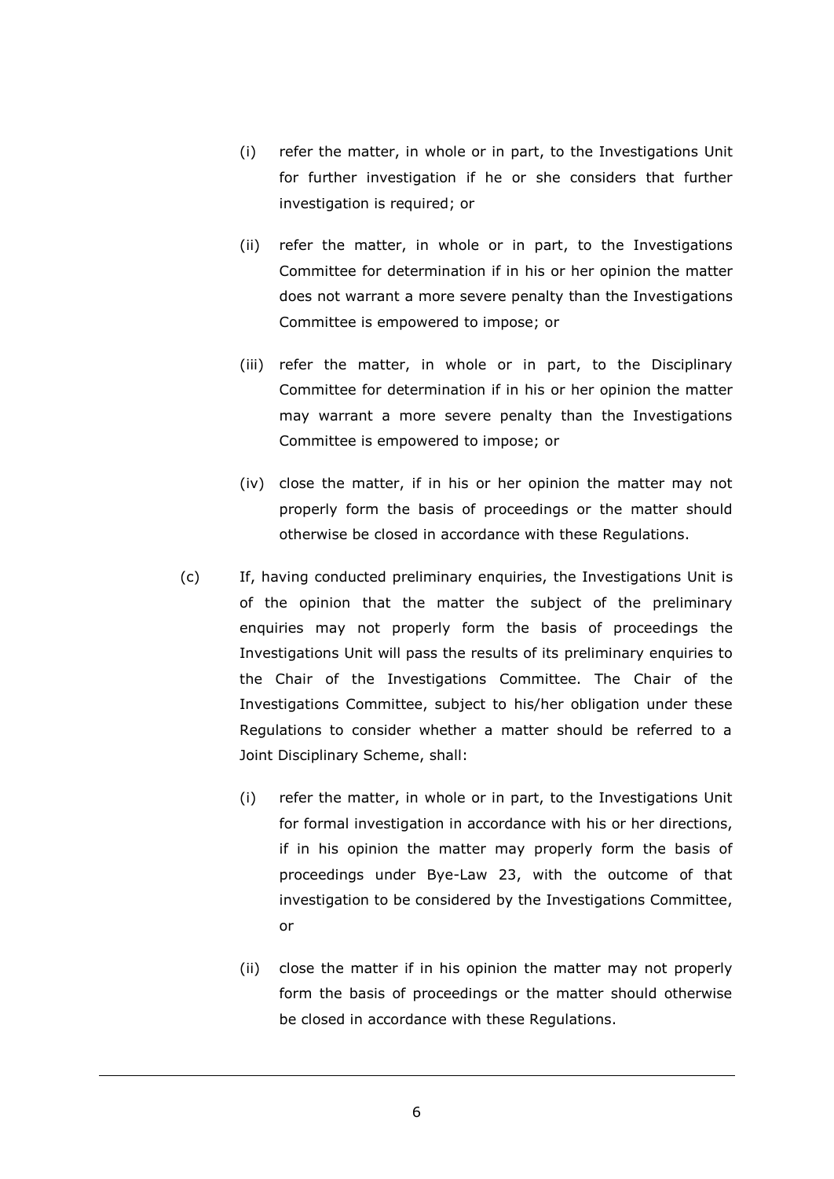(i) refer the matter, in whole or in part, to the Investigations Unit for further investigation if he or she considers that further investigation is required; or

(ii) refer the matter, in whole or in part, to the Investigations Committee for determination if in his or her opinion the matter does not warrant a more severe penalty than the Investigations Committee is empowered to impose; or

(iii) refer the matter, in whole or in part, to the Disciplinary Committee for determination if in his or her opinion the matter may warrant a more severe penalty than the Investigations Committee is empowered to impose; or

(iv) close the matter, if in his or her opinion the matter may not properly form the basis of proceedings or the matter should otherwise be closed in accordance with these Regulations.

(c) If, having conducted preliminary enquiries, the Investigations Unit is of the opinion that the matter the subject of the preliminary enquiries may not properly form the basis of proceedings the Investigations Unit will pass the results of its preliminary enquiries to the Chair of the Investigations Committee. The Chair of the Investigations Committee, subject to his/her obligation under these Regulations to consider whether a matter should be referred to a Joint Disciplinary Scheme, shall:

(i) refer the matter, in whole or in part, to the Investigations Unit for formal investigation in accordance with his or her directions, if in his opinion the matter may properly form the basis of proceedings under Bye-Law 23, with the outcome of that investigation to be considered by the Investigations Committee, or

(ii) close the matter if in his opinion the matter may not properly form the basis of proceedings or the matter should otherwise be closed in accordance with these Regulations.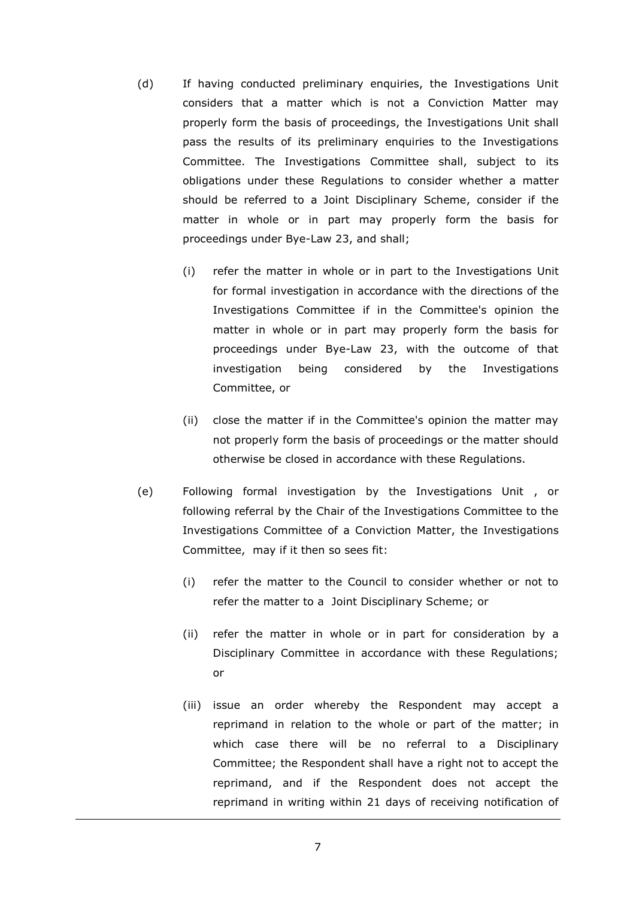(d) If having conducted preliminary enquiries, the Investigations Unit considers that a matter which is not a Conviction Matter may properly form the basis of proceedings, the Investigations Unit shall pass the results of its preliminary enquiries to the Investigations Committee. The Investigations Committee shall, subject to its obligations under these Regulations to consider whether a matter should be referred to a Joint Disciplinary Scheme, consider if the matter in whole or in part may properly form the basis for proceedings under Bye-Law 23, and shall;

   (i) refer the matter in whole or in part to the Investigations Unit for formal investigation in accordance with the directions of the Investigations Committee if in the Committee's opinion the matter in whole or in part may properly form the basis for proceedings under Bye-Law 23, with the outcome of that investigation being considered by the Investigations Committee, or

   (ii) close the matter if in the Committee's opinion the matter may not properly form the basis of proceedings or the matter should otherwise be closed in accordance with these Regulations.

(e) Following formal investigation by the Investigations Unit , or following referral by the Chair of the Investigations Committee to the Investigations Committee of a Conviction Matter, the Investigations Committee, may if it then so sees fit:

   (i) refer the matter to the Council to consider whether or not to refer the matter to a Joint Disciplinary Scheme; or

   (ii) refer the matter in whole or in part for consideration by a Disciplinary Committee in accordance with these Regulations; or

   (iii) issue an order whereby the Respondent may accept a reprimand in relation to the whole or part of the matter; in which case there will be no referral to a Disciplinary Committee; the Respondent shall have a right not to accept the reprimand, and if the Respondent does not accept the reprimand in writing within 21 days of receiving notification of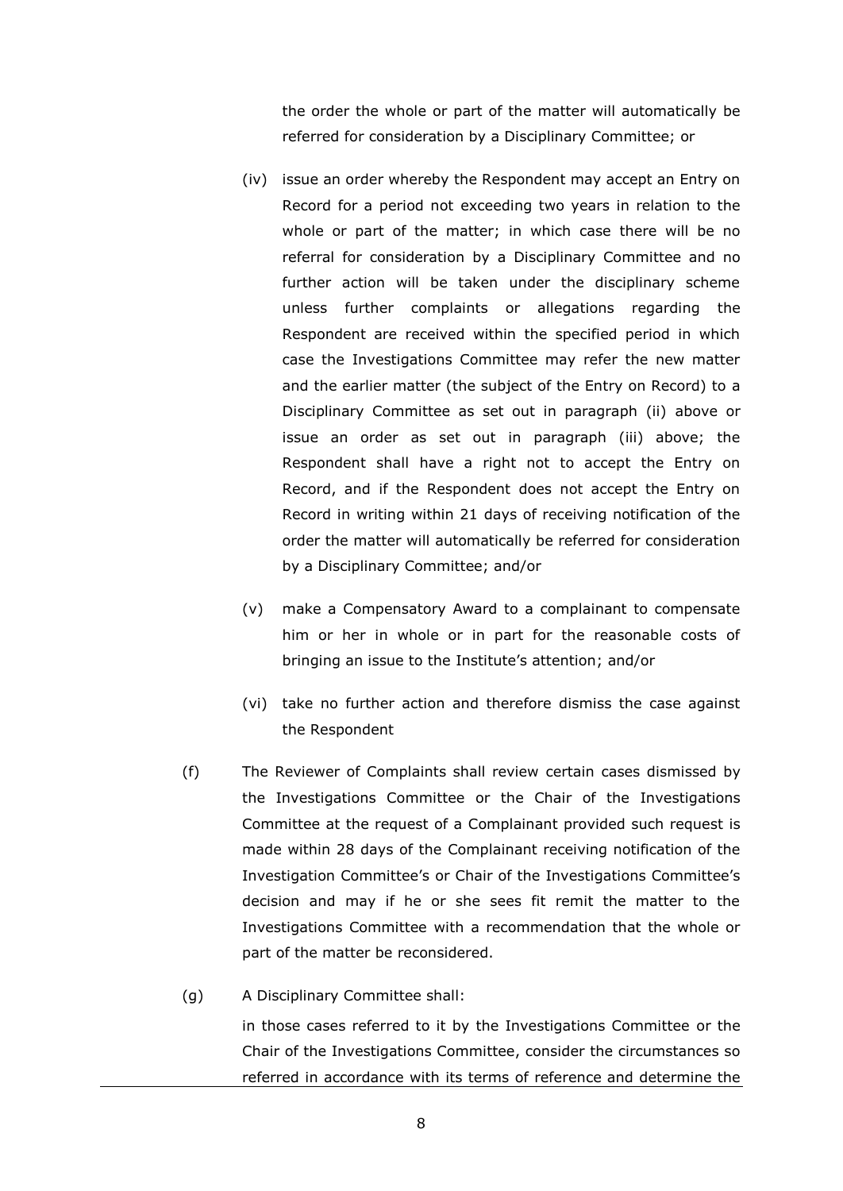the order the whole or part of the matter will automatically be referred for consideration by a Disciplinary Committee; or

(iv) issue an order whereby the Respondent may accept an Entry on Record for a period not exceeding two years in relation to the whole or part of the matter; in which case there will be no referral for consideration by a Disciplinary Committee and no further action will be taken under the disciplinary scheme unless further complaints or allegations regarding the Respondent are received within the specified period in which case the Investigations Committee may refer the new matter and the earlier matter (the subject of the Entry on Record) to a Disciplinary Committee as set out in paragraph (ii) above or issue an order as set out in paragraph (iii) above; the Respondent shall have a right not to accept the Entry on Record, and if the Respondent does not accept the Entry on Record in writing within 21 days of receiving notification of the order the matter will automatically be referred for consideration by a Disciplinary Committee; and/or

(v) make a Compensatory Award to a complainant to compensate him or her in whole or in part for the reasonable costs of bringing an issue to the Institute's attention; and/or

(vi) take no further action and therefore dismiss the case against the Respondent

(f) The Reviewer of Complaints shall review certain cases dismissed by the Investigations Committee or the Chair of the Investigations Committee at the request of a Complainant provided such request is made within 28 days of the Complainant receiving notification of the Investigation Committee's or Chair of the Investigations Committee's decision and may if he or she sees fit remit the matter to the Investigations Committee with a recommendation that the whole or part of the matter be reconsidered.

(g) A Disciplinary Committee shall:

in those cases referred to it by the Investigations Committee or the Chair of the Investigations Committee, consider the circumstances so referred in accordance with its terms of reference and determine the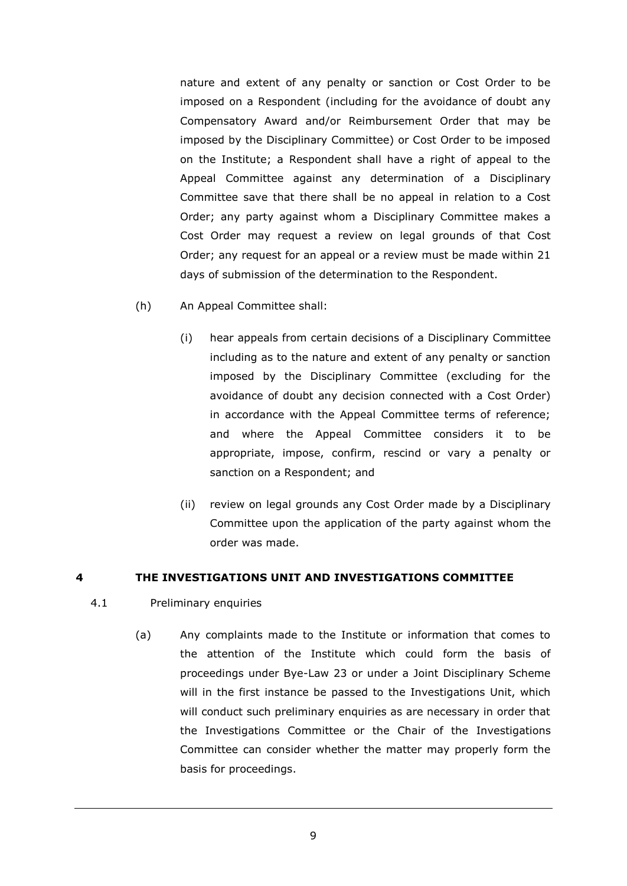nature and extent of any penalty or sanction or Cost Order to be imposed on a Respondent (including for the avoidance of doubt any Compensatory Award and/or Reimbursement Order that may be imposed by the Disciplinary Committee) or Cost Order to be imposed on the Institute; a Respondent shall have a right of appeal to the Appeal Committee against any determination of a Disciplinary Committee save that there shall be no appeal in relation to a Cost Order; any party against whom a Disciplinary Committee makes a Cost Order may request a review on legal grounds of that Cost Order; any request for an appeal or a review must be made within 21 days of submission of the determination to the Respondent.

(h) An Appeal Committee shall:

(i) hear appeals from certain decisions of a Disciplinary Committee including as to the nature and extent of any penalty or sanction imposed by the Disciplinary Committee (excluding for the avoidance of doubt any decision connected with a Cost Order) in accordance with the Appeal Committee terms of reference; and where the Appeal Committee considers it to be appropriate, impose, confirm, rescind or vary a penalty or sanction on a Respondent; and

(ii) review on legal grounds any Cost Order made by a Disciplinary Committee upon the application of the party against whom the order was made.

## 4 THE INVESTIGATIONS UNIT AND INVESTIGATIONS COMMITTEE

4.1 Preliminary enquiries

(a) Any complaints made to the Institute or information that comes to the attention of the Institute which could form the basis of proceedings under Bye-Law 23 or under a Joint Disciplinary Scheme will in the first instance be passed to the Investigations Unit, which will conduct such preliminary enquiries as are necessary in order that the Investigations Committee or the Chair of the Investigations Committee can consider whether the matter may properly form the basis for proceedings.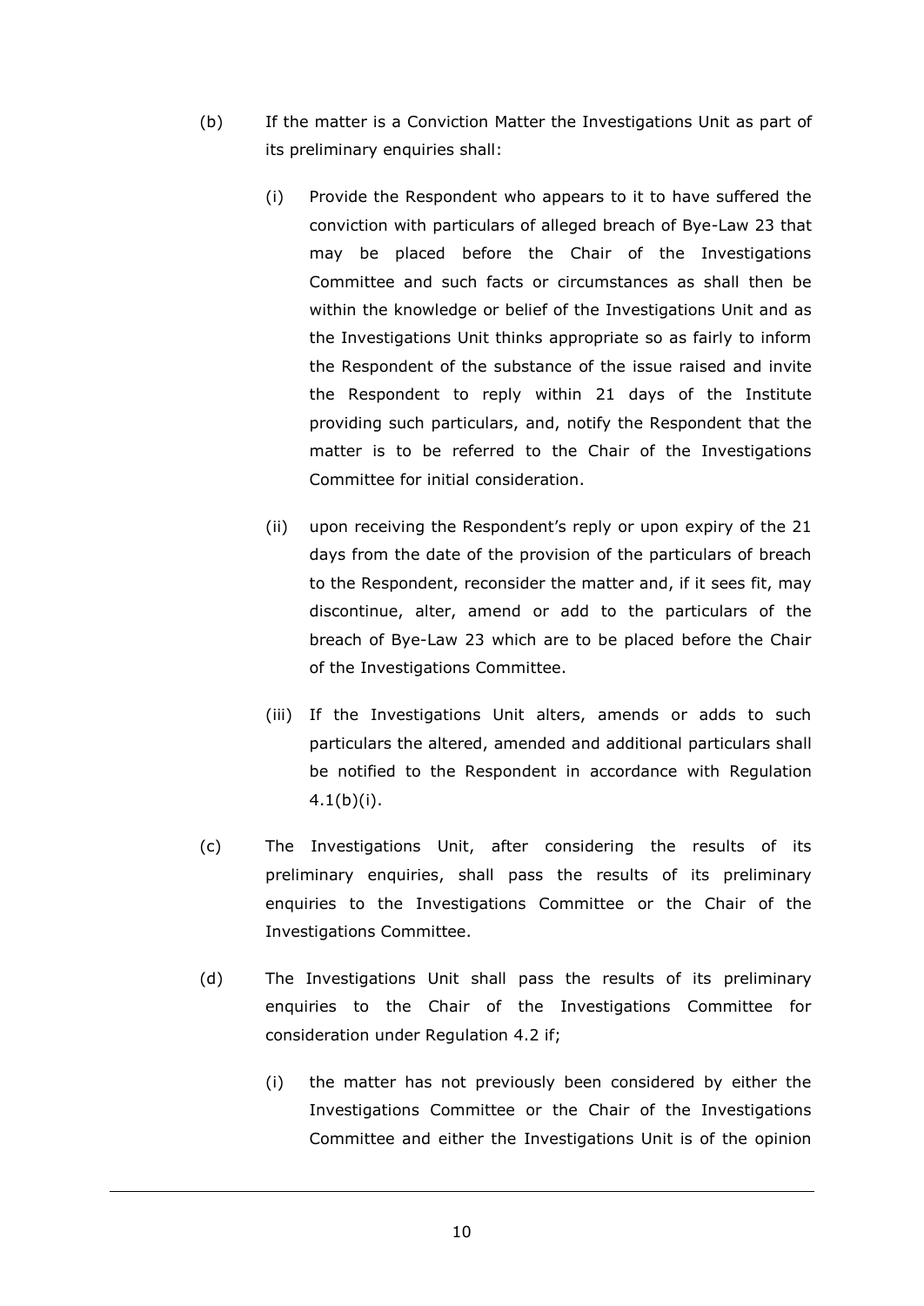(b) If the matter is a Conviction Matter the Investigations Unit as part of its preliminary enquiries shall:

   (i) Provide the Respondent who appears to it to have suffered the conviction with particulars of alleged breach of Bye-Law 23 that may be placed before the Chair of the Investigations Committee and such facts or circumstances as shall then be within the knowledge or belief of the Investigations Unit and as the Investigations Unit thinks appropriate so as fairly to inform the Respondent of the substance of the issue raised and invite the Respondent to reply within 21 days of the Institute providing such particulars, and, notify the Respondent that the matter is to be referred to the Chair of the Investigations Committee for initial consideration.

   (ii) upon receiving the Respondent's reply or upon expiry of the 21 days from the date of the provision of the particulars of breach to the Respondent, reconsider the matter and, if it sees fit, may discontinue, alter, amend or add to the particulars of the breach of Bye-Law 23 which are to be placed before the Chair of the Investigations Committee.

   (iii) If the Investigations Unit alters, amends or adds to such particulars the altered, amended and additional particulars shall be notified to the Respondent in accordance with Regulation 4.1(b)(i).

(c) The Investigations Unit, after considering the results of its preliminary enquiries, shall pass the results of its preliminary enquiries to the Investigations Committee or the Chair of the Investigations Committee.

(d) The Investigations Unit shall pass the results of its preliminary enquiries to the Chair of the Investigations Committee for consideration under Regulation 4.2 if;

   (i) the matter has not previously been considered by either the Investigations Committee or the Chair of the Investigations Committee and either the Investigations Unit is of the opinion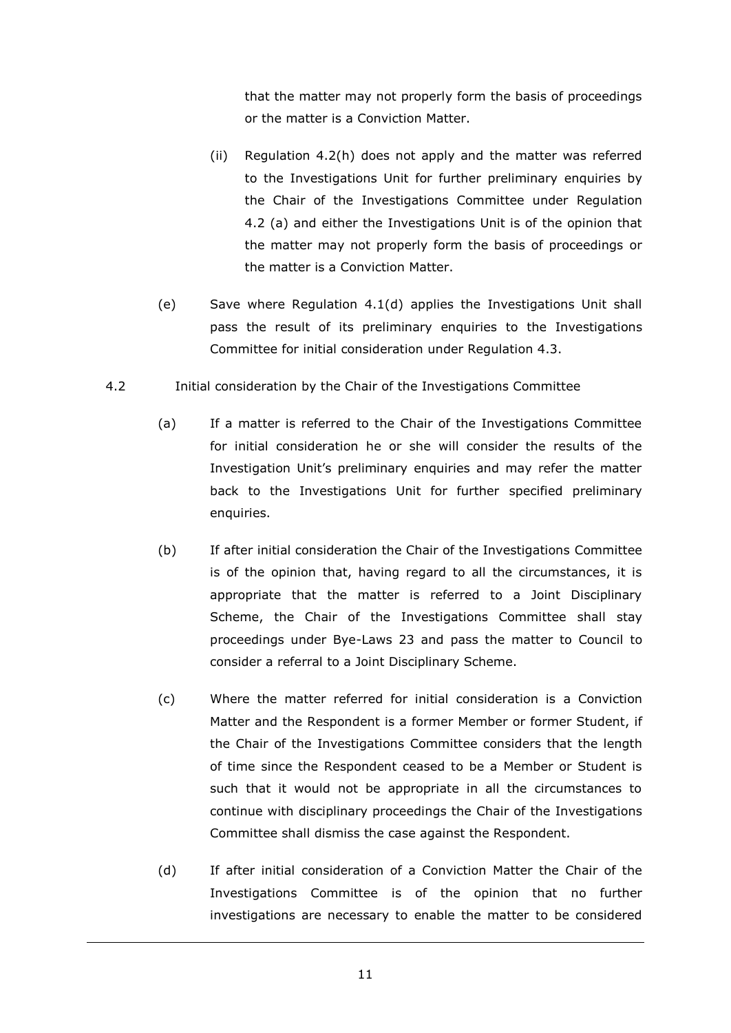that the matter may not properly form the basis of proceedings or the matter is a Conviction Matter.

(ii) Regulation 4.2(h) does not apply and the matter was referred to the Investigations Unit for further preliminary enquiries by the Chair of the Investigations Committee under Regulation 4.2 (a) and either the Investigations Unit is of the opinion that the matter may not properly form the basis of proceedings or the matter is a Conviction Matter.

(e) Save where Regulation 4.1(d) applies the Investigations Unit shall pass the result of its preliminary enquiries to the Investigations Committee for initial consideration under Regulation 4.3.

4.2 Initial consideration by the Chair of the Investigations Committee

(a) If a matter is referred to the Chair of the Investigations Committee for initial consideration he or she will consider the results of the Investigation Unit's preliminary enquiries and may refer the matter back to the Investigations Unit for further specified preliminary enquiries.

(b) If after initial consideration the Chair of the Investigations Committee is of the opinion that, having regard to all the circumstances, it is appropriate that the matter is referred to a Joint Disciplinary Scheme, the Chair of the Investigations Committee shall stay proceedings under Bye-Laws 23 and pass the matter to Council to consider a referral to a Joint Disciplinary Scheme.

(c) Where the matter referred for initial consideration is a Conviction Matter and the Respondent is a former Member or former Student, if the Chair of the Investigations Committee considers that the length of time since the Respondent ceased to be a Member or Student is such that it would not be appropriate in all the circumstances to continue with disciplinary proceedings the Chair of the Investigations Committee shall dismiss the case against the Respondent.

(d) If after initial consideration of a Conviction Matter the Chair of the Investigations Committee is of the opinion that no further investigations are necessary to enable the matter to be considered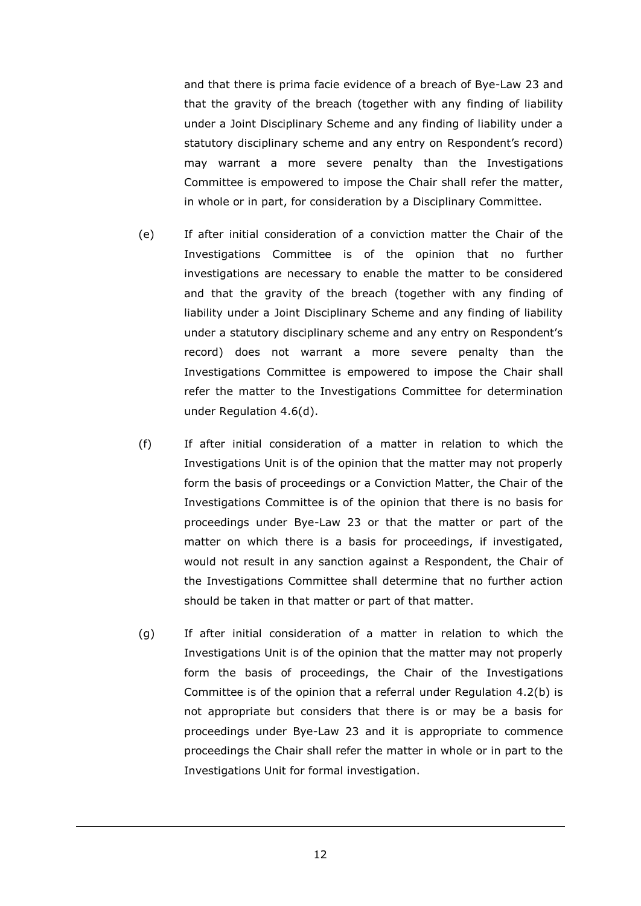and that there is prima facie evidence of a breach of Bye-Law 23 and that the gravity of the breach (together with any finding of liability under a Joint Disciplinary Scheme and any finding of liability under a statutory disciplinary scheme and any entry on Respondent's record) may warrant a more severe penalty than the Investigations Committee is empowered to impose the Chair shall refer the matter, in whole or in part, for consideration by a Disciplinary Committee.

(e) If after initial consideration of a conviction matter the Chair of the Investigations Committee is of the opinion that no further investigations are necessary to enable the matter to be considered and that the gravity of the breach (together with any finding of liability under a Joint Disciplinary Scheme and any finding of liability under a statutory disciplinary scheme and any entry on Respondent's record) does not warrant a more severe penalty than the Investigations Committee is empowered to impose the Chair shall refer the matter to the Investigations Committee for determination under Regulation 4.6(d).

(f) If after initial consideration of a matter in relation to which the Investigations Unit is of the opinion that the matter may not properly form the basis of proceedings or a Conviction Matter, the Chair of the Investigations Committee is of the opinion that there is no basis for proceedings under Bye-Law 23 or that the matter or part of the matter on which there is a basis for proceedings, if investigated, would not result in any sanction against a Respondent, the Chair of the Investigations Committee shall determine that no further action should be taken in that matter or part of that matter.

(g) If after initial consideration of a matter in relation to which the Investigations Unit is of the opinion that the matter may not properly form the basis of proceedings, the Chair of the Investigations Committee is of the opinion that a referral under Regulation 4.2(b) is not appropriate but considers that there is or may be a basis for proceedings under Bye-Law 23 and it is appropriate to commence proceedings the Chair shall refer the matter in whole or in part to the Investigations Unit for formal investigation.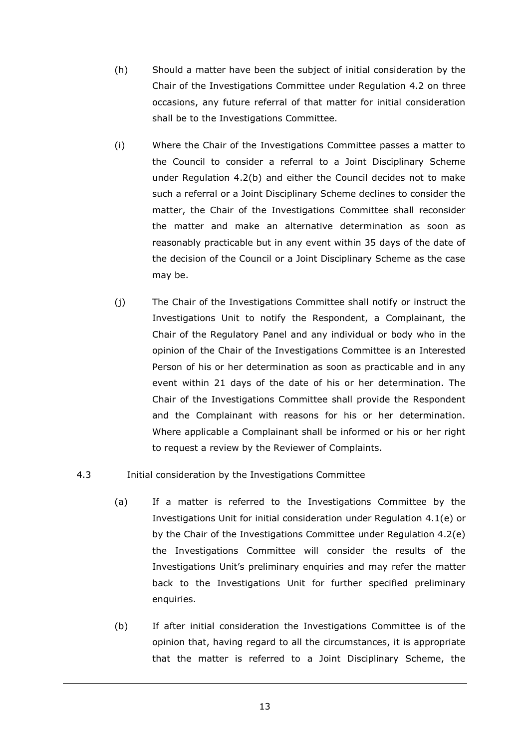(h) Should a matter have been the subject of initial consideration by the Chair of the Investigations Committee under Regulation 4.2 on three occasions, any future referral of that matter for initial consideration shall be to the Investigations Committee.

(i) Where the Chair of the Investigations Committee passes a matter to the Council to consider a referral to a Joint Disciplinary Scheme under Regulation 4.2(b) and either the Council decides not to make such a referral or a Joint Disciplinary Scheme declines to consider the matter, the Chair of the Investigations Committee shall reconsider the matter and make an alternative determination as soon as reasonably practicable but in any event within 35 days of the date of the decision of the Council or a Joint Disciplinary Scheme as the case may be.

(j) The Chair of the Investigations Committee shall notify or instruct the Investigations Unit to notify the Respondent, a Complainant, the Chair of the Regulatory Panel and any individual or body who in the opinion of the Chair of the Investigations Committee is an Interested Person of his or her determination as soon as practicable and in any event within 21 days of the date of his or her determination. The Chair of the Investigations Committee shall provide the Respondent and the Complainant with reasons for his or her determination. Where applicable a Complainant shall be informed or his or her right to request a review by the Reviewer of Complaints.

4.3 Initial consideration by the Investigations Committee

(a) If a matter is referred to the Investigations Committee by the Investigations Unit for initial consideration under Regulation 4.1(e) or by the Chair of the Investigations Committee under Regulation 4.2(e) the Investigations Committee will consider the results of the Investigations Unit's preliminary enquiries and may refer the matter back to the Investigations Unit for further specified preliminary enquiries.

(b) If after initial consideration the Investigations Committee is of the opinion that, having regard to all the circumstances, it is appropriate that the matter is referred to a Joint Disciplinary Scheme, the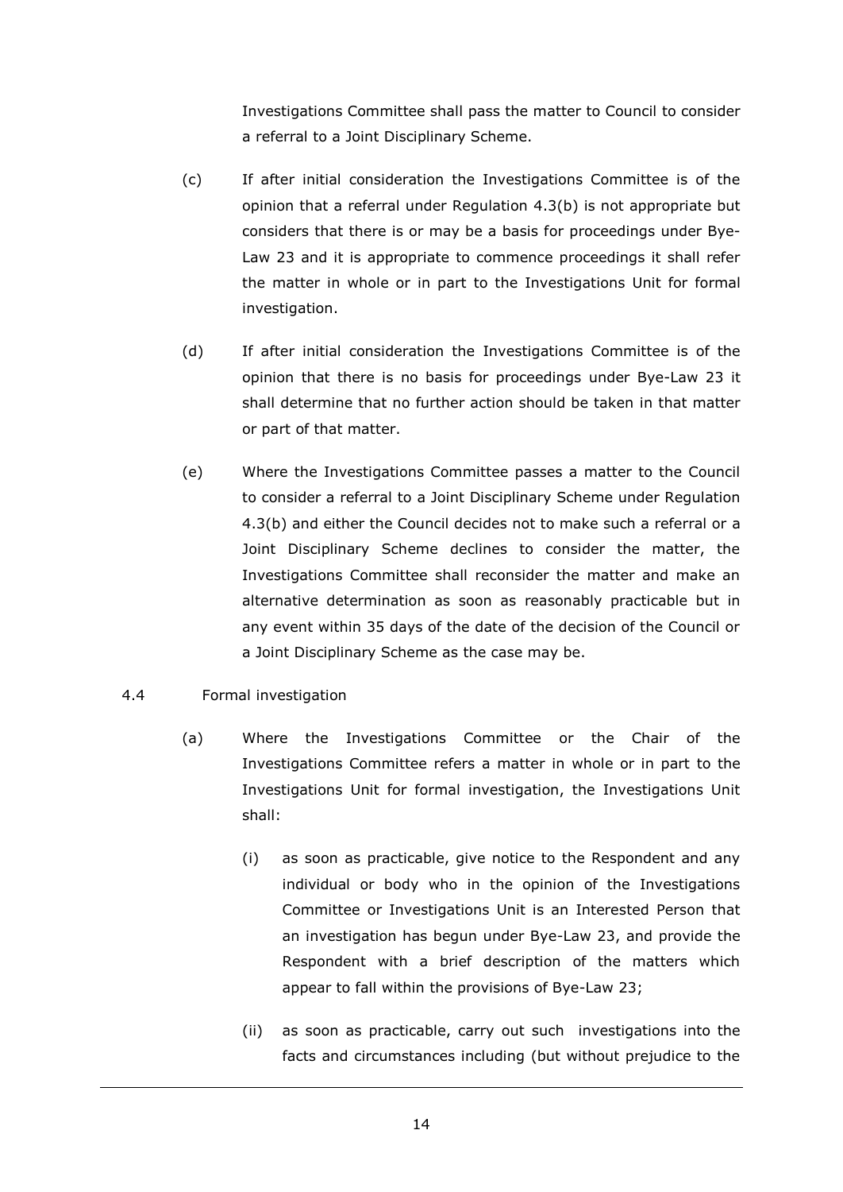Investigations Committee shall pass the matter to Council to consider a referral to a Joint Disciplinary Scheme.

(c) If after initial consideration the Investigations Committee is of the opinion that a referral under Regulation 4.3(b) is not appropriate but considers that there is or may be a basis for proceedings under Bye-Law 23 and it is appropriate to commence proceedings it shall refer the matter in whole or in part to the Investigations Unit for formal investigation.

(d) If after initial consideration the Investigations Committee is of the opinion that there is no basis for proceedings under Bye-Law 23 it shall determine that no further action should be taken in that matter or part of that matter.

(e) Where the Investigations Committee passes a matter to the Council to consider a referral to a Joint Disciplinary Scheme under Regulation 4.3(b) and either the Council decides not to make such a referral or a Joint Disciplinary Scheme declines to consider the matter, the Investigations Committee shall reconsider the matter and make an alternative determination as soon as reasonably practicable but in any event within 35 days of the date of the decision of the Council or a Joint Disciplinary Scheme as the case may be.

4.4 Formal investigation

(a) Where the Investigations Committee or the Chair of the Investigations Committee refers a matter in whole or in part to the Investigations Unit for formal investigation, the Investigations Unit shall:

(i) as soon as practicable, give notice to the Respondent and any individual or body who in the opinion of the Investigations Committee or Investigations Unit is an Interested Person that an investigation has begun under Bye-Law 23, and provide the Respondent with a brief description of the matters which appear to fall within the provisions of Bye-Law 23;

(ii) as soon as practicable, carry out such investigations into the facts and circumstances including (but without prejudice to the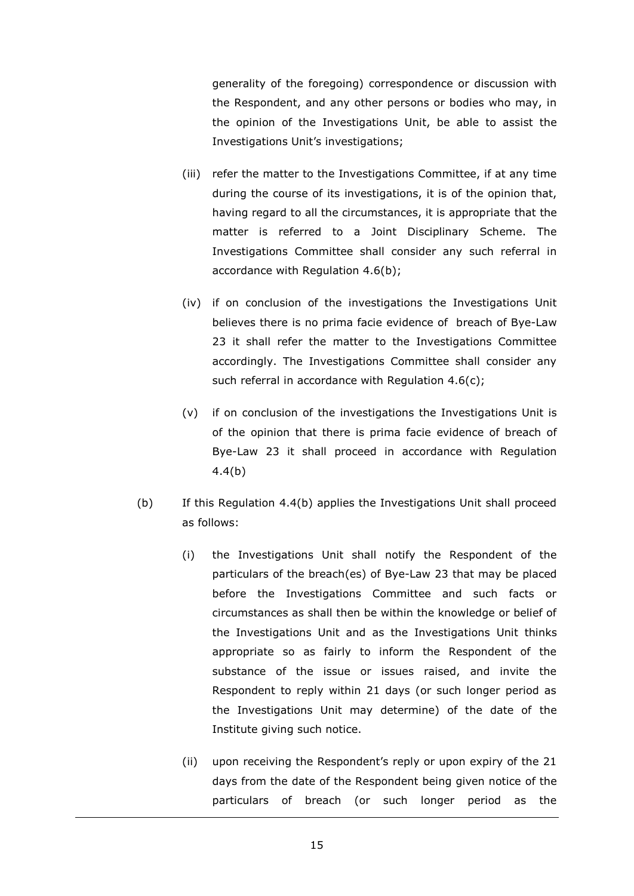generality of the foregoing) correspondence or discussion with the Respondent, and any other persons or bodies who may, in the opinion of the Investigations Unit, be able to assist the Investigations Unit's investigations;

(iii) refer the matter to the Investigations Committee, if at any time during the course of its investigations, it is of the opinion that, having regard to all the circumstances, it is appropriate that the matter is referred to a Joint Disciplinary Scheme. The Investigations Committee shall consider any such referral in accordance with Regulation 4.6(b);

(iv) if on conclusion of the investigations the Investigations Unit believes there is no prima facie evidence of breach of Bye-Law 23 it shall refer the matter to the Investigations Committee accordingly. The Investigations Committee shall consider any such referral in accordance with Regulation 4.6(c);

(v) if on conclusion of the investigations the Investigations Unit is of the opinion that there is prima facie evidence of breach of Bye-Law 23 it shall proceed in accordance with Regulation 4.4(b)

(b) If this Regulation 4.4(b) applies the Investigations Unit shall proceed as follows:

(i) the Investigations Unit shall notify the Respondent of the particulars of the breach(es) of Bye-Law 23 that may be placed before the Investigations Committee and such facts or circumstances as shall then be within the knowledge or belief of the Investigations Unit and as the Investigations Unit thinks appropriate so as fairly to inform the Respondent of the substance of the issue or issues raised, and invite the Respondent to reply within 21 days (or such longer period as the Investigations Unit may determine) of the date of the Institute giving such notice.

(ii) upon receiving the Respondent's reply or upon expiry of the 21 days from the date of the Respondent being given notice of the particulars of breach (or such longer period as the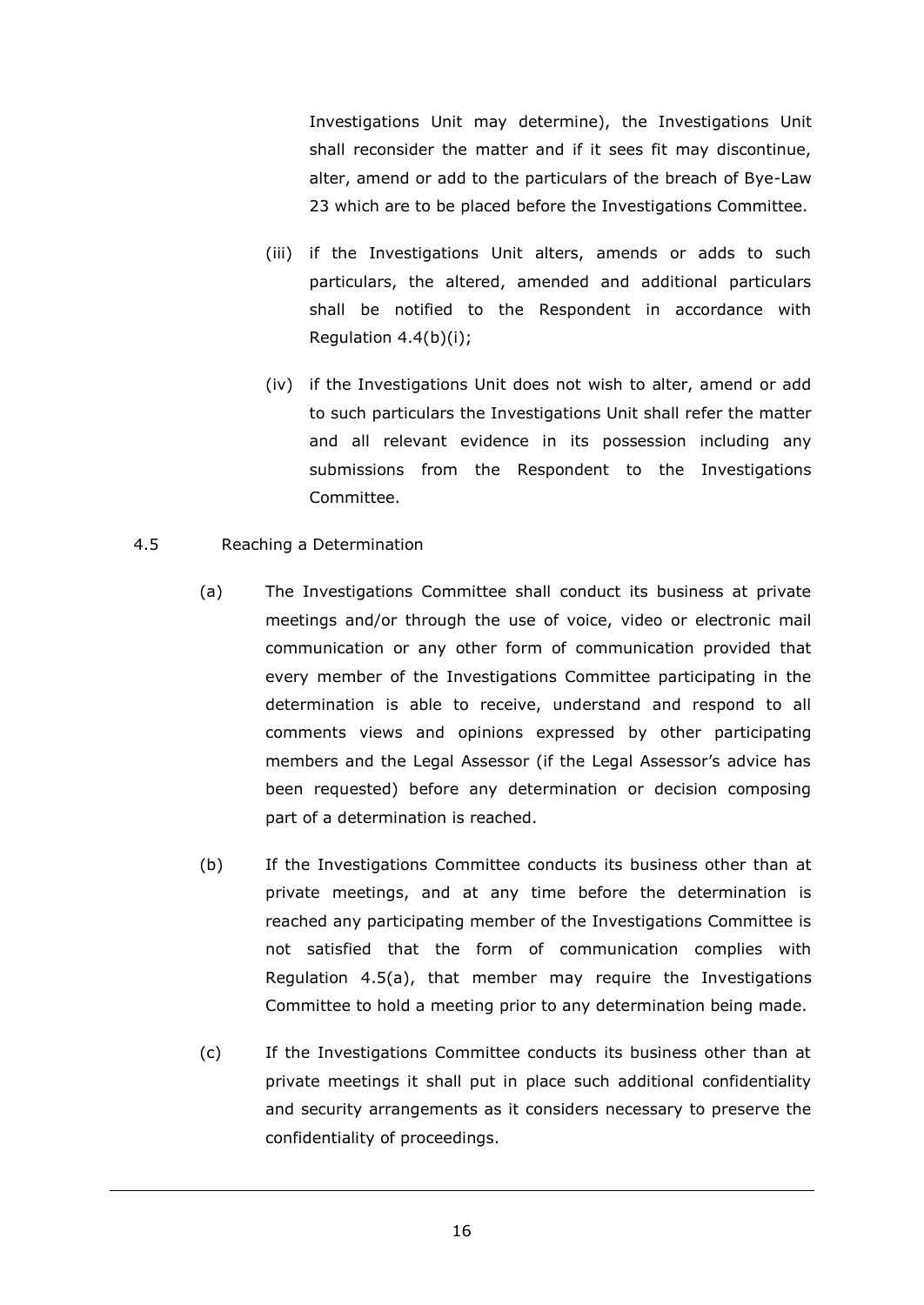Investigations Unit may determine), the Investigations Unit shall reconsider the matter and if it sees fit may discontinue, alter, amend or add to the particulars of the breach of Bye-Law 23 which are to be placed before the Investigations Committee.

(iii) if the Investigations Unit alters, amends or adds to such particulars, the altered, amended and additional particulars shall be notified to the Respondent in accordance with Regulation 4.4(b)(i);

(iv) if the Investigations Unit does not wish to alter, amend or add to such particulars the Investigations Unit shall refer the matter and all relevant evidence in its possession including any submissions from the Respondent to the Investigations Committee.

4.5 Reaching a Determination

(a) The Investigations Committee shall conduct its business at private meetings and/or through the use of voice, video or electronic mail communication or any other form of communication provided that every member of the Investigations Committee participating in the determination is able to receive, understand and respond to all comments views and opinions expressed by other participating members and the Legal Assessor (if the Legal Assessor's advice has been requested) before any determination or decision composing part of a determination is reached.

(b) If the Investigations Committee conducts its business other than at private meetings, and at any time before the determination is reached any participating member of the Investigations Committee is not satisfied that the form of communication complies with Regulation 4.5(a), that member may require the Investigations Committee to hold a meeting prior to any determination being made.

(c) If the Investigations Committee conducts its business other than at private meetings it shall put in place such additional confidentiality and security arrangements as it considers necessary to preserve the confidentiality of proceedings.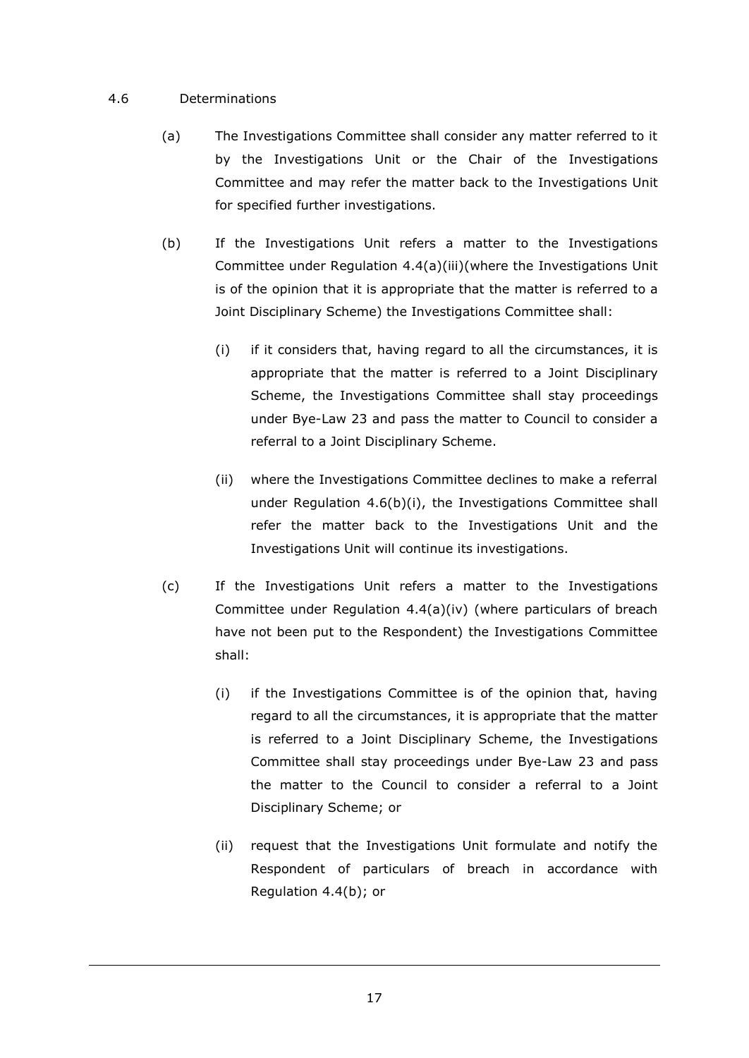4.6 Determinations

(a) The Investigations Committee shall consider any matter referred to it by the Investigations Unit or the Chair of the Investigations Committee and may refer the matter back to the Investigations Unit for specified further investigations.

(b) If the Investigations Unit refers a matter to the Investigations Committee under Regulation 4.4(a)(iii)(where the Investigations Unit is of the opinion that it is appropriate that the matter is referred to a Joint Disciplinary Scheme) the Investigations Committee shall:

   (i) if it considers that, having regard to all the circumstances, it is appropriate that the matter is referred to a Joint Disciplinary Scheme, the Investigations Committee shall stay proceedings under Bye-Law 23 and pass the matter to Council to consider a referral to a Joint Disciplinary Scheme.

   (ii) where the Investigations Committee declines to make a referral under Regulation 4.6(b)(i), the Investigations Committee shall refer the matter back to the Investigations Unit and the Investigations Unit will continue its investigations.

(c) If the Investigations Unit refers a matter to the Investigations Committee under Regulation 4.4(a)(iv) (where particulars of breach have not been put to the Respondent) the Investigations Committee shall:

   (i) if the Investigations Committee is of the opinion that, having regard to all the circumstances, it is appropriate that the matter is referred to a Joint Disciplinary Scheme, the Investigations Committee shall stay proceedings under Bye-Law 23 and pass the matter to the Council to consider a referral to a Joint Disciplinary Scheme; or

   (ii) request that the Investigations Unit formulate and notify the Respondent of particulars of breach in accordance with Regulation 4.4(b); or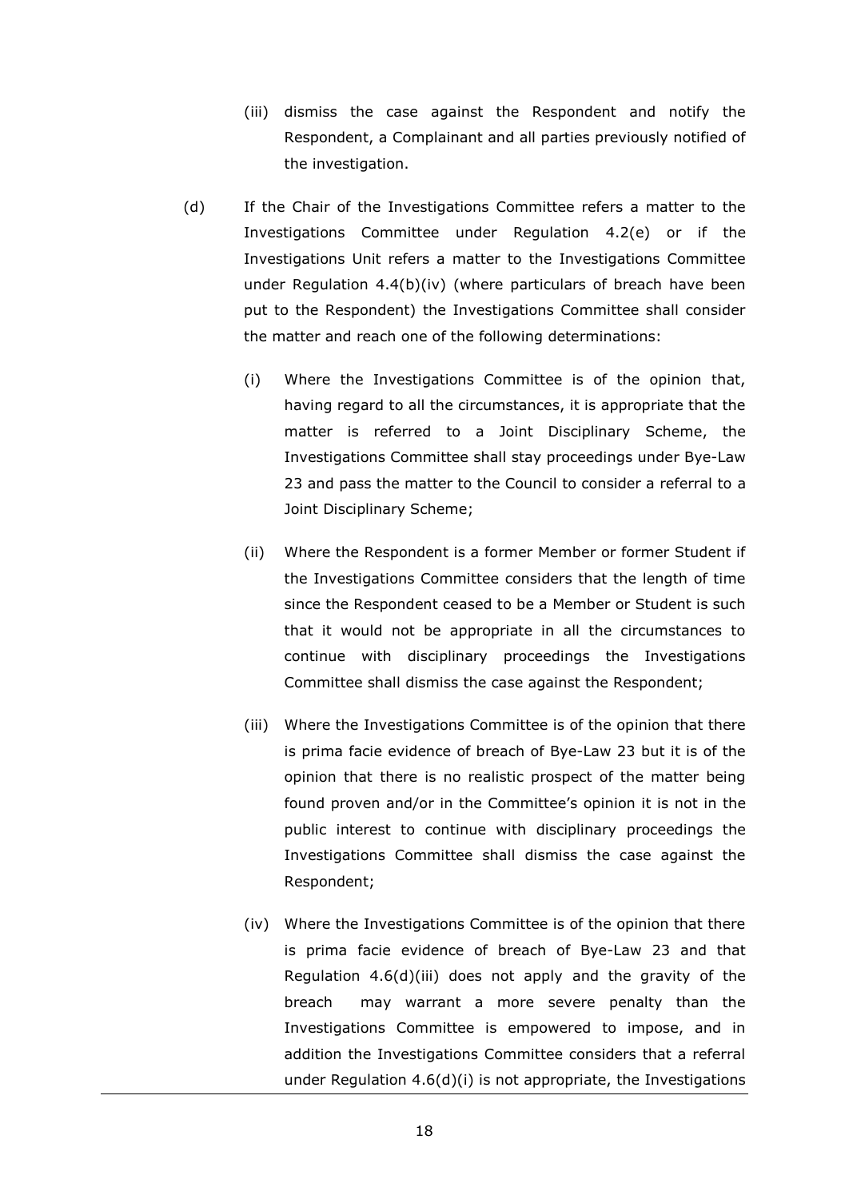(iii) dismiss the case against the Respondent and notify the Respondent, a Complainant and all parties previously notified of the investigation.

(d) If the Chair of the Investigations Committee refers a matter to the Investigations Committee under Regulation 4.2(e) or if the Investigations Unit refers a matter to the Investigations Committee under Regulation 4.4(b)(iv) (where particulars of breach have been put to the Respondent) the Investigations Committee shall consider the matter and reach one of the following determinations:

(i) Where the Investigations Committee is of the opinion that, having regard to all the circumstances, it is appropriate that the matter is referred to a Joint Disciplinary Scheme, the Investigations Committee shall stay proceedings under Bye-Law 23 and pass the matter to the Council to consider a referral to a Joint Disciplinary Scheme;

(ii) Where the Respondent is a former Member or former Student if the Investigations Committee considers that the length of time since the Respondent ceased to be a Member or Student is such that it would not be appropriate in all the circumstances to continue with disciplinary proceedings the Investigations Committee shall dismiss the case against the Respondent;

(iii) Where the Investigations Committee is of the opinion that there is prima facie evidence of breach of Bye-Law 23 but it is of the opinion that there is no realistic prospect of the matter being found proven and/or in the Committee's opinion it is not in the public interest to continue with disciplinary proceedings the Investigations Committee shall dismiss the case against the Respondent;

(iv) Where the Investigations Committee is of the opinion that there is prima facie evidence of breach of Bye-Law 23 and that Regulation 4.6(d)(iii) does not apply and the gravity of the breach may warrant a more severe penalty than the Investigations Committee is empowered to impose, and in addition the Investigations Committee considers that a referral under Regulation 4.6(d)(i) is not appropriate, the Investigations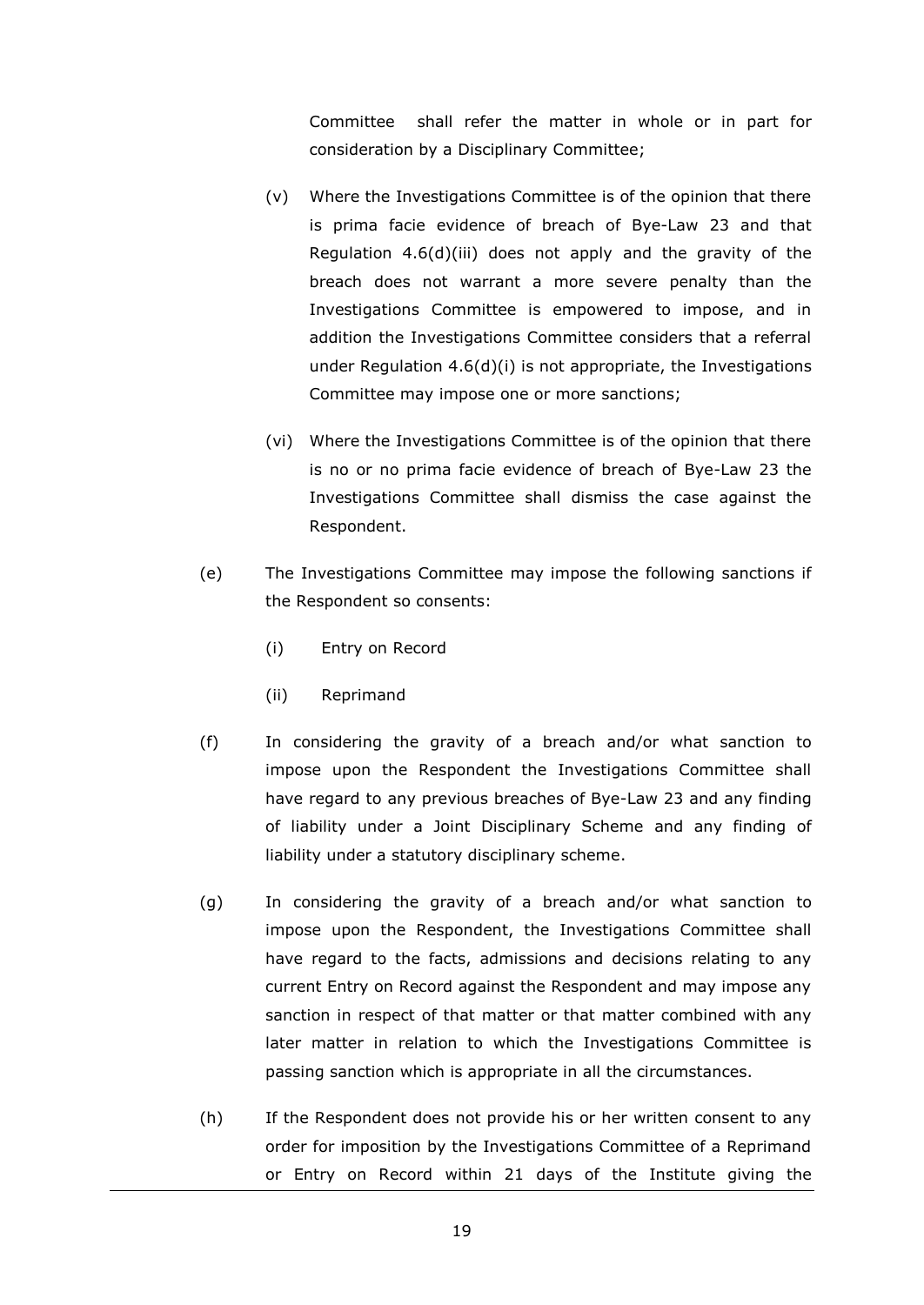Committee shall refer the matter in whole or in part for consideration by a Disciplinary Committee;

(v) Where the Investigations Committee is of the opinion that there is prima facie evidence of breach of Bye-Law 23 and that Regulation 4.6(d)(iii) does not apply and the gravity of the breach does not warrant a more severe penalty than the Investigations Committee is empowered to impose, and in addition the Investigations Committee considers that a referral under Regulation 4.6(d)(i) is not appropriate, the Investigations Committee may impose one or more sanctions;

(vi) Where the Investigations Committee is of the opinion that there is no or no prima facie evidence of breach of Bye-Law 23 the Investigations Committee shall dismiss the case against the Respondent.

(e) The Investigations Committee may impose the following sanctions if the Respondent so consents:

(i) Entry on Record

(ii) Reprimand

(f) In considering the gravity of a breach and/or what sanction to impose upon the Respondent the Investigations Committee shall have regard to any previous breaches of Bye-Law 23 and any finding of liability under a Joint Disciplinary Scheme and any finding of liability under a statutory disciplinary scheme.

(g) In considering the gravity of a breach and/or what sanction to impose upon the Respondent, the Investigations Committee shall have regard to the facts, admissions and decisions relating to any current Entry on Record against the Respondent and may impose any sanction in respect of that matter or that matter combined with any later matter in relation to which the Investigations Committee is passing sanction which is appropriate in all the circumstances.

(h) If the Respondent does not provide his or her written consent to any order for imposition by the Investigations Committee of a Reprimand or Entry on Record within 21 days of the Institute giving the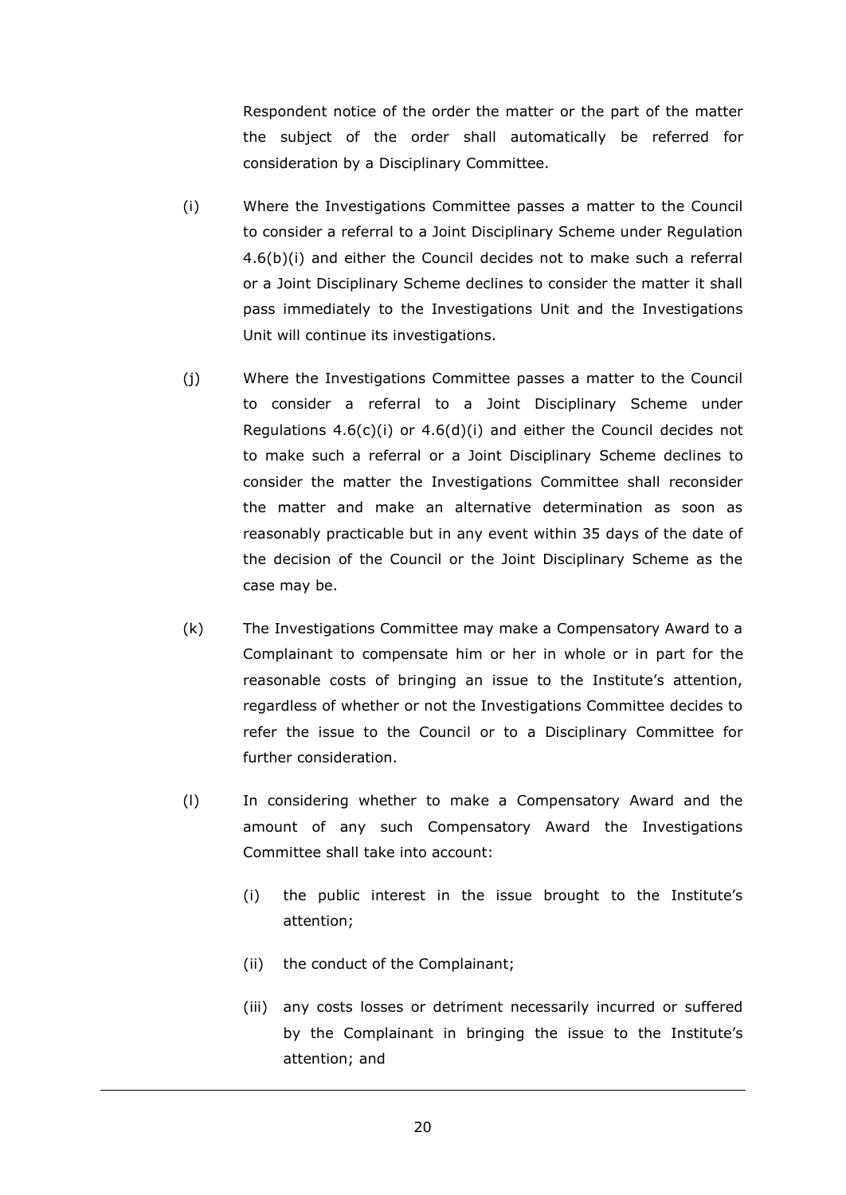Respondent notice of the order the matter or the part of the matter the subject of the order shall automatically be referred for consideration by a Disciplinary Committee.

(i) Where the Investigations Committee passes a matter to the Council to consider a referral to a Joint Disciplinary Scheme under Regulation 4.6(b)(i) and either the Council decides not to make such a referral or a Joint Disciplinary Scheme declines to consider the matter it shall pass immediately to the Investigations Unit and the Investigations Unit will continue its investigations.

(j) Where the Investigations Committee passes a matter to the Council to consider a referral to a Joint Disciplinary Scheme under Regulations 4.6(c)(i) or 4.6(d)(i) and either the Council decides not to make such a referral or a Joint Disciplinary Scheme declines to consider the matter the Investigations Committee shall reconsider the matter and make an alternative determination as soon as reasonably practicable but in any event within 35 days of the date of the decision of the Council or the Joint Disciplinary Scheme as the case may be.

(k) The Investigations Committee may make a Compensatory Award to a Complainant to compensate him or her in whole or in part for the reasonable costs of bringing an issue to the Institute's attention, regardless of whether or not the Investigations Committee decides to refer the issue to the Council or to a Disciplinary Committee for further consideration.

(l) In considering whether to make a Compensatory Award and the amount of any such Compensatory Award the Investigations Committee shall take into account:

   (i) the public interest in the issue brought to the Institute's attention;

   (ii) the conduct of the Complainant;

   (iii) any costs losses or detriment necessarily incurred or suffered by the Complainant in bringing the issue to the Institute's attention; and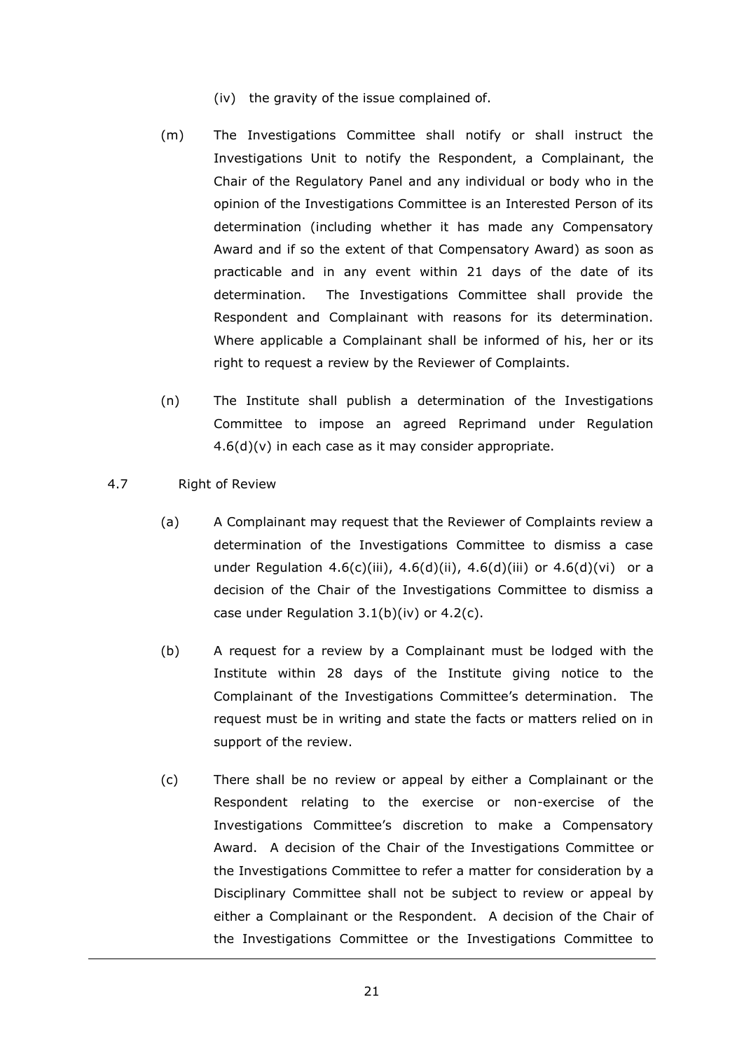(iv) the gravity of the issue complained of.

(m) The Investigations Committee shall notify or shall instruct the Investigations Unit to notify the Respondent, a Complainant, the Chair of the Regulatory Panel and any individual or body who in the opinion of the Investigations Committee is an Interested Person of its determination (including whether it has made any Compensatory Award and if so the extent of that Compensatory Award) as soon as practicable and in any event within 21 days of the date of its determination. The Investigations Committee shall provide the Respondent and Complainant with reasons for its determination. Where applicable a Complainant shall be informed of his, her or its right to request a review by the Reviewer of Complaints.

(n) The Institute shall publish a determination of the Investigations Committee to impose an agreed Reprimand under Regulation 4.6(d)(v) in each case as it may consider appropriate.

4.7 Right of Review

(a) A Complainant may request that the Reviewer of Complaints review a determination of the Investigations Committee to dismiss a case under Regulation 4.6(c)(iii), 4.6(d)(ii), 4.6(d)(iii) or 4.6(d)(vi) or a decision of the Chair of the Investigations Committee to dismiss a case under Regulation 3.1(b)(iv) or 4.2(c).

(b) A request for a review by a Complainant must be lodged with the Institute within 28 days of the Institute giving notice to the Complainant of the Investigations Committee's determination. The request must be in writing and state the facts or matters relied on in support of the review.

(c) There shall be no review or appeal by either a Complainant or the Respondent relating to the exercise or non-exercise of the Investigations Committee's discretion to make a Compensatory Award. A decision of the Chair of the Investigations Committee or the Investigations Committee to refer a matter for consideration by a Disciplinary Committee shall not be subject to review or appeal by either a Complainant or the Respondent. A decision of the Chair of the Investigations Committee or the Investigations Committee to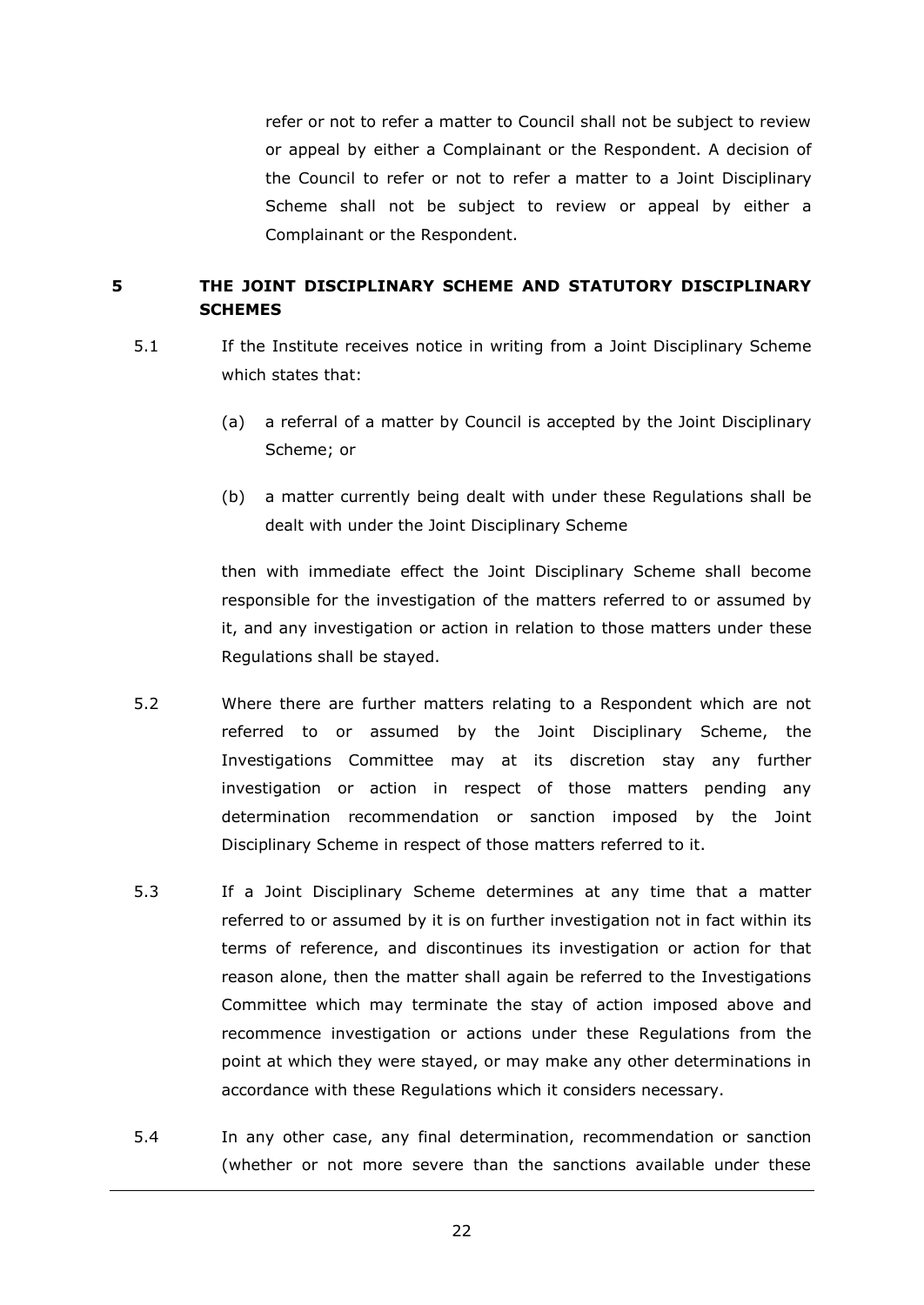refer or not to refer a matter to Council shall not be subject to review or appeal by either a Complainant or the Respondent. A decision of the Council to refer or not to refer a matter to a Joint Disciplinary Scheme shall not be subject to review or appeal by either a Complainant or the Respondent.

## 5 THE JOINT DISCIPLINARY SCHEME AND STATUTORY DISCIPLINARY SCHEMES

5.1 If the Institute receives notice in writing from a Joint Disciplinary Scheme which states that:

(a) a referral of a matter by Council is accepted by the Joint Disciplinary Scheme; or

(b) a matter currently being dealt with under these Regulations shall be dealt with under the Joint Disciplinary Scheme

then with immediate effect the Joint Disciplinary Scheme shall become responsible for the investigation of the matters referred to or assumed by it, and any investigation or action in relation to those matters under these Regulations shall be stayed.

5.2 Where there are further matters relating to a Respondent which are not referred to or assumed by the Joint Disciplinary Scheme, the Investigations Committee may at its discretion stay any further investigation or action in respect of those matters pending any determination recommendation or sanction imposed by the Joint Disciplinary Scheme in respect of those matters referred to it.

5.3 If a Joint Disciplinary Scheme determines at any time that a matter referred to or assumed by it is on further investigation not in fact within its terms of reference, and discontinues its investigation or action for that reason alone, then the matter shall again be referred to the Investigations Committee which may terminate the stay of action imposed above and recommence investigation or actions under these Regulations from the point at which they were stayed, or may make any other determinations in accordance with these Regulations which it considers necessary.

5.4 In any other case, any final determination, recommendation or sanction (whether or not more severe than the sanctions available under these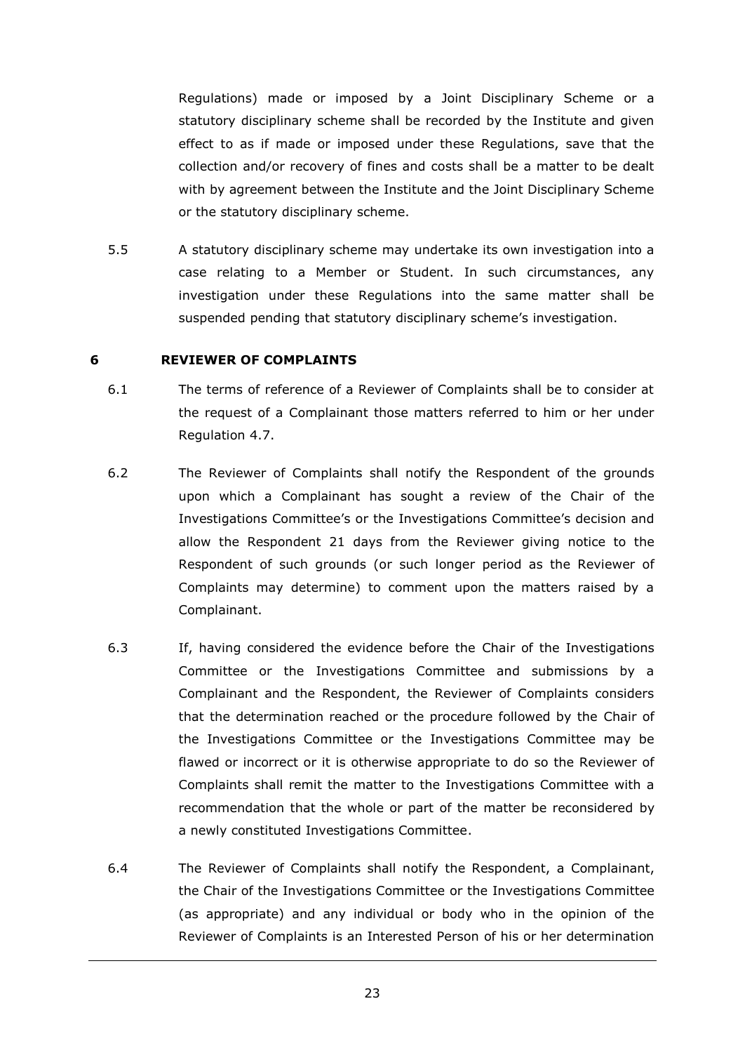Regulations) made or imposed by a Joint Disciplinary Scheme or a statutory disciplinary scheme shall be recorded by the Institute and given effect to as if made or imposed under these Regulations, save that the collection and/or recovery of fines and costs shall be a matter to be dealt with by agreement between the Institute and the Joint Disciplinary Scheme or the statutory disciplinary scheme.

5.5 A statutory disciplinary scheme may undertake its own investigation into a case relating to a Member or Student. In such circumstances, any investigation under these Regulations into the same matter shall be suspended pending that statutory disciplinary scheme's investigation.

## 6 REVIEWER OF COMPLAINTS

6.1 The terms of reference of a Reviewer of Complaints shall be to consider at the request of a Complainant those matters referred to him or her under Regulation 4.7.

6.2 The Reviewer of Complaints shall notify the Respondent of the grounds upon which a Complainant has sought a review of the Chair of the Investigations Committee's or the Investigations Committee's decision and allow the Respondent 21 days from the Reviewer giving notice to the Respondent of such grounds (or such longer period as the Reviewer of Complaints may determine) to comment upon the matters raised by a Complainant.

6.3 If, having considered the evidence before the Chair of the Investigations Committee or the Investigations Committee and submissions by a Complainant and the Respondent, the Reviewer of Complaints considers that the determination reached or the procedure followed by the Chair of the Investigations Committee or the Investigations Committee may be flawed or incorrect or it is otherwise appropriate to do so the Reviewer of Complaints shall remit the matter to the Investigations Committee with a recommendation that the whole or part of the matter be reconsidered by a newly constituted Investigations Committee.

6.4 The Reviewer of Complaints shall notify the Respondent, a Complainant, the Chair of the Investigations Committee or the Investigations Committee (as appropriate) and any individual or body who in the opinion of the Reviewer of Complaints is an Interested Person of his or her determination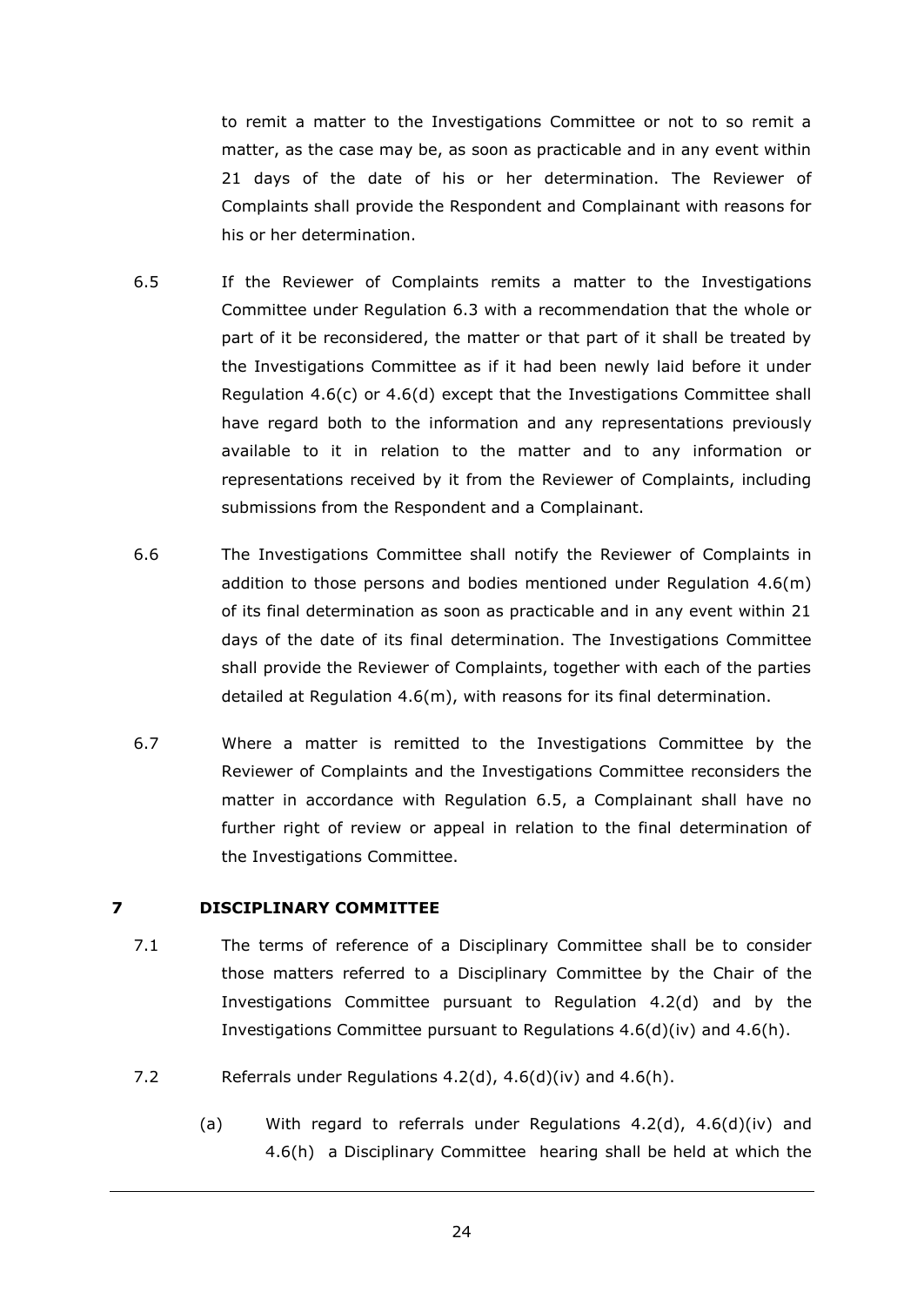to remit a matter to the Investigations Committee or not to so remit a matter, as the case may be, as soon as practicable and in any event within 21 days of the date of his or her determination. The Reviewer of Complaints shall provide the Respondent and Complainant with reasons for his or her determination.

6.5 If the Reviewer of Complaints remits a matter to the Investigations Committee under Regulation 6.3 with a recommendation that the whole or part of it be reconsidered, the matter or that part of it shall be treated by the Investigations Committee as if it had been newly laid before it under Regulation 4.6(c) or 4.6(d) except that the Investigations Committee shall have regard both to the information and any representations previously available to it in relation to the matter and to any information or representations received by it from the Reviewer of Complaints, including submissions from the Respondent and a Complainant.

6.6 The Investigations Committee shall notify the Reviewer of Complaints in addition to those persons and bodies mentioned under Regulation 4.6(m) of its final determination as soon as practicable and in any event within 21 days of the date of its final determination. The Investigations Committee shall provide the Reviewer of Complaints, together with each of the parties detailed at Regulation 4.6(m), with reasons for its final determination.

6.7 Where a matter is remitted to the Investigations Committee by the Reviewer of Complaints and the Investigations Committee reconsiders the matter in accordance with Regulation 6.5, a Complainant shall have no further right of review or appeal in relation to the final determination of the Investigations Committee.

## 7 DISCIPLINARY COMMITTEE

7.1 The terms of reference of a Disciplinary Committee shall be to consider those matters referred to a Disciplinary Committee by the Chair of the Investigations Committee pursuant to Regulation 4.2(d) and by the Investigations Committee pursuant to Regulations 4.6(d)(iv) and 4.6(h).

7.2 Referrals under Regulations 4.2(d), 4.6(d)(iv) and 4.6(h).

(a) With regard to referrals under Regulations 4.2(d), 4.6(d)(iv) and 4.6(h) a Disciplinary Committee hearing shall be held at which the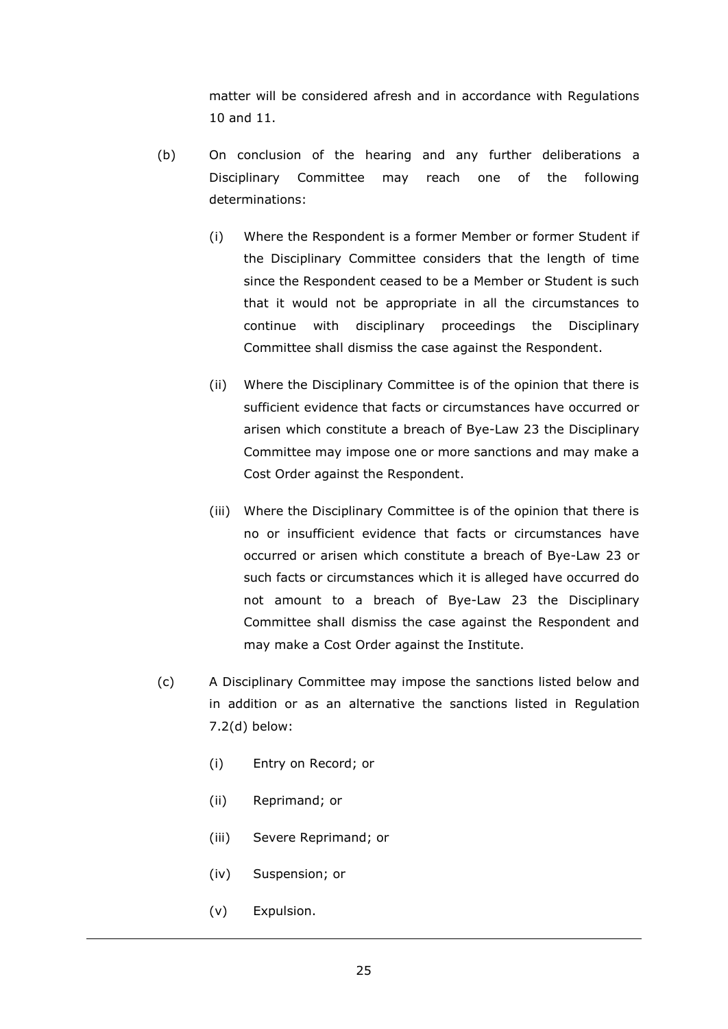matter will be considered afresh and in accordance with Regulations 10 and 11.

(b) On conclusion of the hearing and any further deliberations a Disciplinary Committee may reach one of the following determinations:

   (i) Where the Respondent is a former Member or former Student if the Disciplinary Committee considers that the length of time since the Respondent ceased to be a Member or Student is such that it would not be appropriate in all the circumstances to continue with disciplinary proceedings the Disciplinary Committee shall dismiss the case against the Respondent.

   (ii) Where the Disciplinary Committee is of the opinion that there is sufficient evidence that facts or circumstances have occurred or arisen which constitute a breach of Bye-Law 23 the Disciplinary Committee may impose one or more sanctions and may make a Cost Order against the Respondent.

   (iii) Where the Disciplinary Committee is of the opinion that there is no or insufficient evidence that facts or circumstances have occurred or arisen which constitute a breach of Bye-Law 23 or such facts or circumstances which it is alleged have occurred do not amount to a breach of Bye-Law 23 the Disciplinary Committee shall dismiss the case against the Respondent and may make a Cost Order against the Institute.

(c) A Disciplinary Committee may impose the sanctions listed below and in addition or as an alternative the sanctions listed in Regulation 7.2(d) below:

   (i) Entry on Record; or

   (ii) Reprimand; or

   (iii) Severe Reprimand; or

   (iv) Suspension; or

   (v) Expulsion.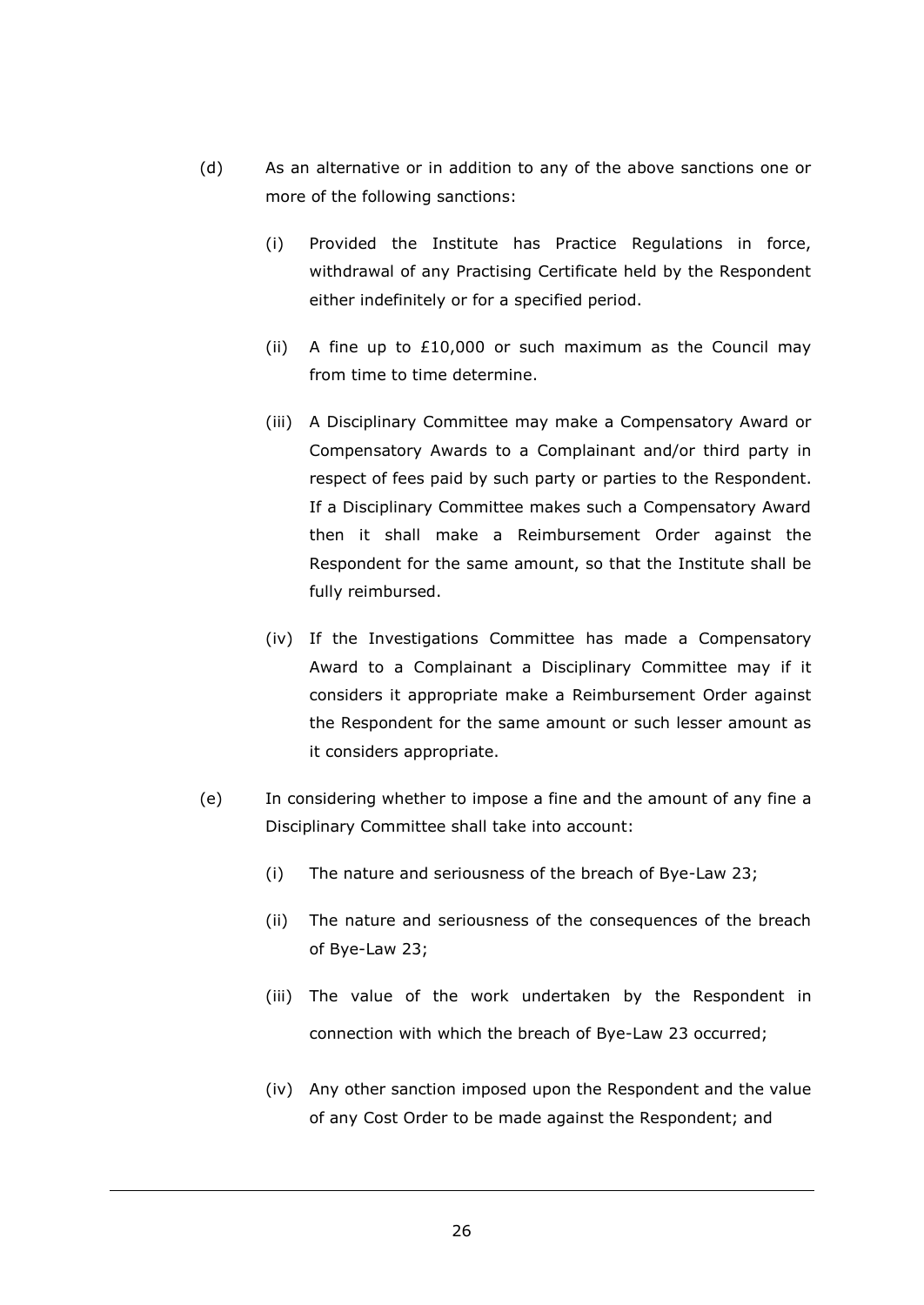(d) As an alternative or in addition to any of the above sanctions one or more of the following sanctions:

(i) Provided the Institute has Practice Regulations in force, withdrawal of any Practising Certificate held by the Respondent either indefinitely or for a specified period.

(ii) A fine up to £10,000 or such maximum as the Council may from time to time determine.

(iii) A Disciplinary Committee may make a Compensatory Award or Compensatory Awards to a Complainant and/or third party in respect of fees paid by such party or parties to the Respondent. If a Disciplinary Committee makes such a Compensatory Award then it shall make a Reimbursement Order against the Respondent for the same amount, so that the Institute shall be fully reimbursed.

(iv) If the Investigations Committee has made a Compensatory Award to a Complainant a Disciplinary Committee may if it considers it appropriate make a Reimbursement Order against the Respondent for the same amount or such lesser amount as it considers appropriate.

(e) In considering whether to impose a fine and the amount of any fine a Disciplinary Committee shall take into account:

(i) The nature and seriousness of the breach of Bye-Law 23;

(ii) The nature and seriousness of the consequences of the breach of Bye-Law 23;

(iii) The value of the work undertaken by the Respondent in connection with which the breach of Bye-Law 23 occurred;

(iv) Any other sanction imposed upon the Respondent and the value of any Cost Order to be made against the Respondent; and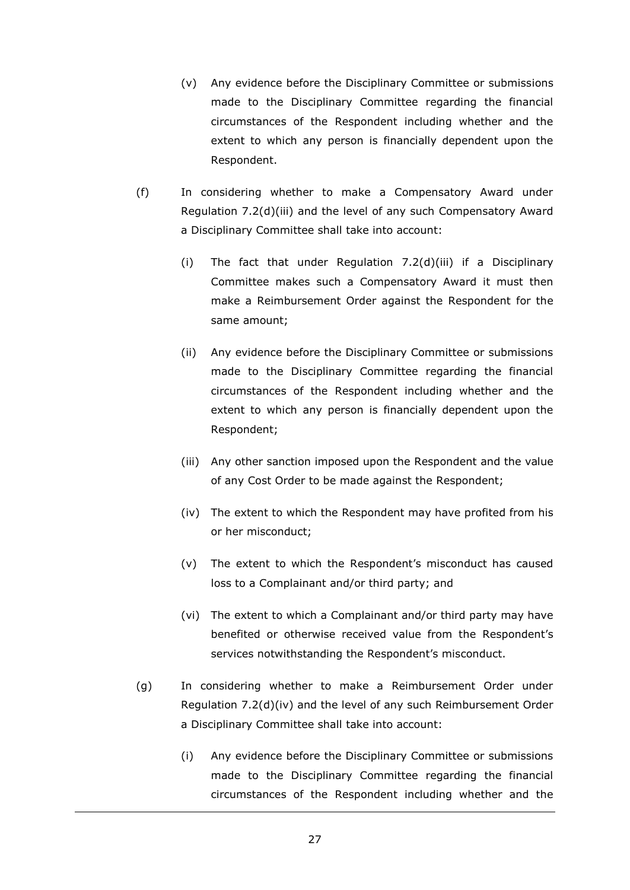(v) Any evidence before the Disciplinary Committee or submissions made to the Disciplinary Committee regarding the financial circumstances of the Respondent including whether and the extent to which any person is financially dependent upon the Respondent.

(f) In considering whether to make a Compensatory Award under Regulation 7.2(d)(iii) and the level of any such Compensatory Award a Disciplinary Committee shall take into account:

(i) The fact that under Regulation 7.2(d)(iii) if a Disciplinary Committee makes such a Compensatory Award it must then make a Reimbursement Order against the Respondent for the same amount;

(ii) Any evidence before the Disciplinary Committee or submissions made to the Disciplinary Committee regarding the financial circumstances of the Respondent including whether and the extent to which any person is financially dependent upon the Respondent;

(iii) Any other sanction imposed upon the Respondent and the value of any Cost Order to be made against the Respondent;

(iv) The extent to which the Respondent may have profited from his or her misconduct;

(v) The extent to which the Respondent's misconduct has caused loss to a Complainant and/or third party; and

(vi) The extent to which a Complainant and/or third party may have benefited or otherwise received value from the Respondent's services notwithstanding the Respondent's misconduct.

(g) In considering whether to make a Reimbursement Order under Regulation 7.2(d)(iv) and the level of any such Reimbursement Order a Disciplinary Committee shall take into account:

(i) Any evidence before the Disciplinary Committee or submissions made to the Disciplinary Committee regarding the financial circumstances of the Respondent including whether and the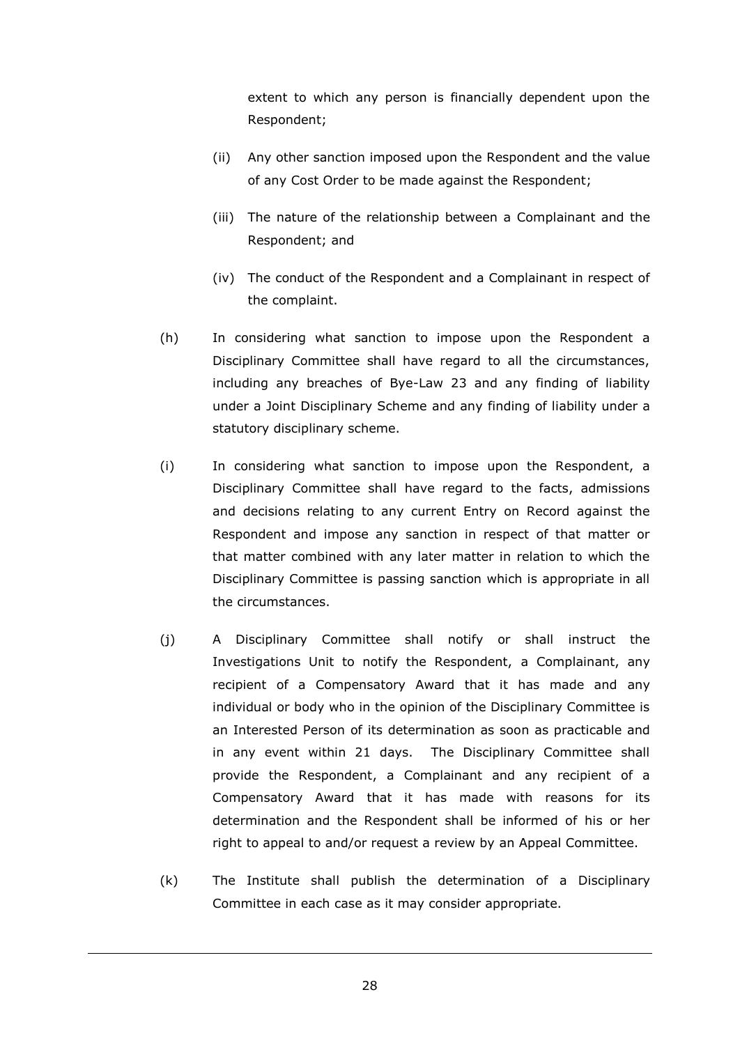extent to which any person is financially dependent upon the Respondent;

(ii) Any other sanction imposed upon the Respondent and the value of any Cost Order to be made against the Respondent;

(iii) The nature of the relationship between a Complainant and the Respondent; and

(iv) The conduct of the Respondent and a Complainant in respect of the complaint.

(h) In considering what sanction to impose upon the Respondent a Disciplinary Committee shall have regard to all the circumstances, including any breaches of Bye-Law 23 and any finding of liability under a Joint Disciplinary Scheme and any finding of liability under a statutory disciplinary scheme.

(i) In considering what sanction to impose upon the Respondent, a Disciplinary Committee shall have regard to the facts, admissions and decisions relating to any current Entry on Record against the Respondent and impose any sanction in respect of that matter or that matter combined with any later matter in relation to which the Disciplinary Committee is passing sanction which is appropriate in all the circumstances.

(j) A Disciplinary Committee shall notify or shall instruct the Investigations Unit to notify the Respondent, a Complainant, any recipient of a Compensatory Award that it has made and any individual or body who in the opinion of the Disciplinary Committee is an Interested Person of its determination as soon as practicable and in any event within 21 days. The Disciplinary Committee shall provide the Respondent, a Complainant and any recipient of a Compensatory Award that it has made with reasons for its determination and the Respondent shall be informed of his or her right to appeal to and/or request a review by an Appeal Committee.

(k) The Institute shall publish the determination of a Disciplinary Committee in each case as it may consider appropriate.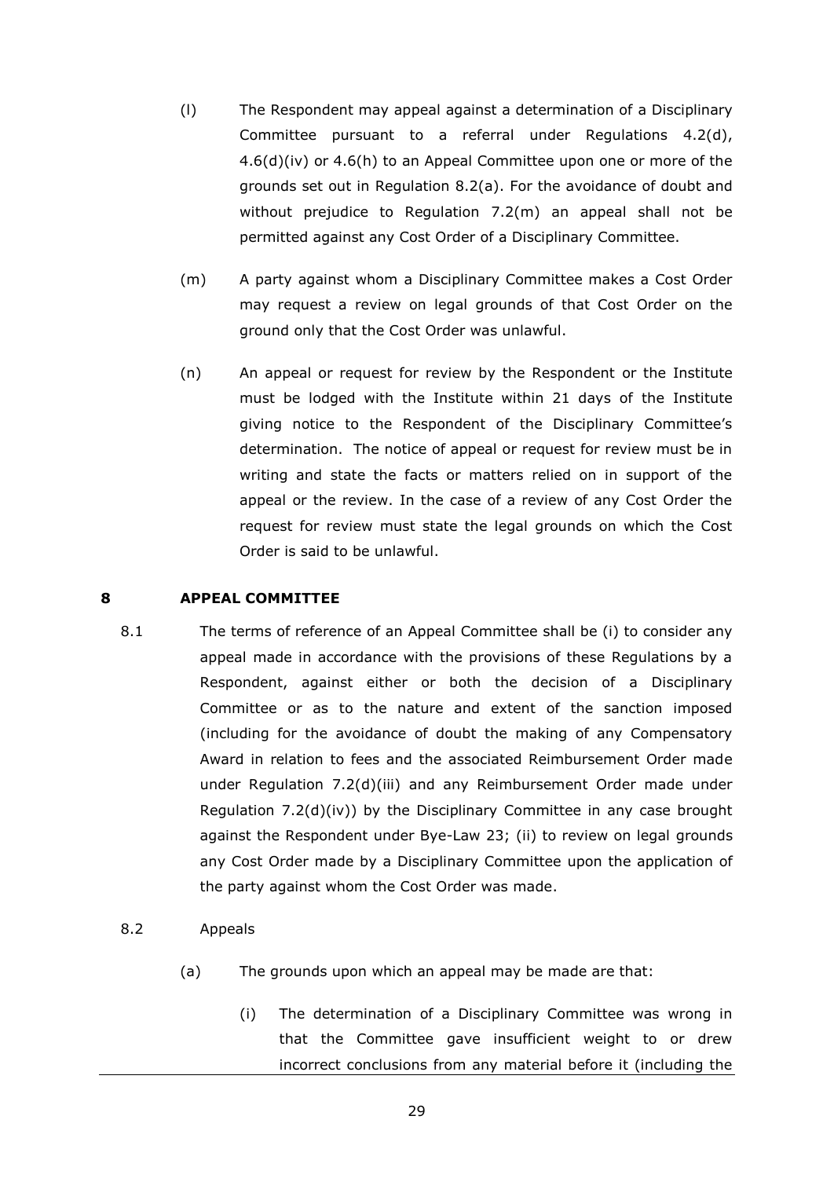(l) The Respondent may appeal against a determination of a Disciplinary Committee pursuant to a referral under Regulations 4.2(d), 4.6(d)(iv) or 4.6(h) to an Appeal Committee upon one or more of the grounds set out in Regulation 8.2(a). For the avoidance of doubt and without prejudice to Regulation 7.2(m) an appeal shall not be permitted against any Cost Order of a Disciplinary Committee.

(m) A party against whom a Disciplinary Committee makes a Cost Order may request a review on legal grounds of that Cost Order on the ground only that the Cost Order was unlawful.

(n) An appeal or request for review by the Respondent or the Institute must be lodged with the Institute within 21 days of the Institute giving notice to the Respondent of the Disciplinary Committee's determination. The notice of appeal or request for review must be in writing and state the facts or matters relied on in support of the appeal or the review. In the case of a review of any Cost Order the request for review must state the legal grounds on which the Cost Order is said to be unlawful.

## 8 APPEAL COMMITTEE

8.1 The terms of reference of an Appeal Committee shall be (i) to consider any appeal made in accordance with the provisions of these Regulations by a Respondent, against either or both the decision of a Disciplinary Committee or as to the nature and extent of the sanction imposed (including for the avoidance of doubt the making of any Compensatory Award in relation to fees and the associated Reimbursement Order made under Regulation 7.2(d)(iii) and any Reimbursement Order made under Regulation 7.2(d)(iv)) by the Disciplinary Committee in any case brought against the Respondent under Bye-Law 23; (ii) to review on legal grounds any Cost Order made by a Disciplinary Committee upon the application of the party against whom the Cost Order was made.

8.2 Appeals

(a) The grounds upon which an appeal may be made are that:

(i) The determination of a Disciplinary Committee was wrong in that the Committee gave insufficient weight to or drew incorrect conclusions from any material before it (including the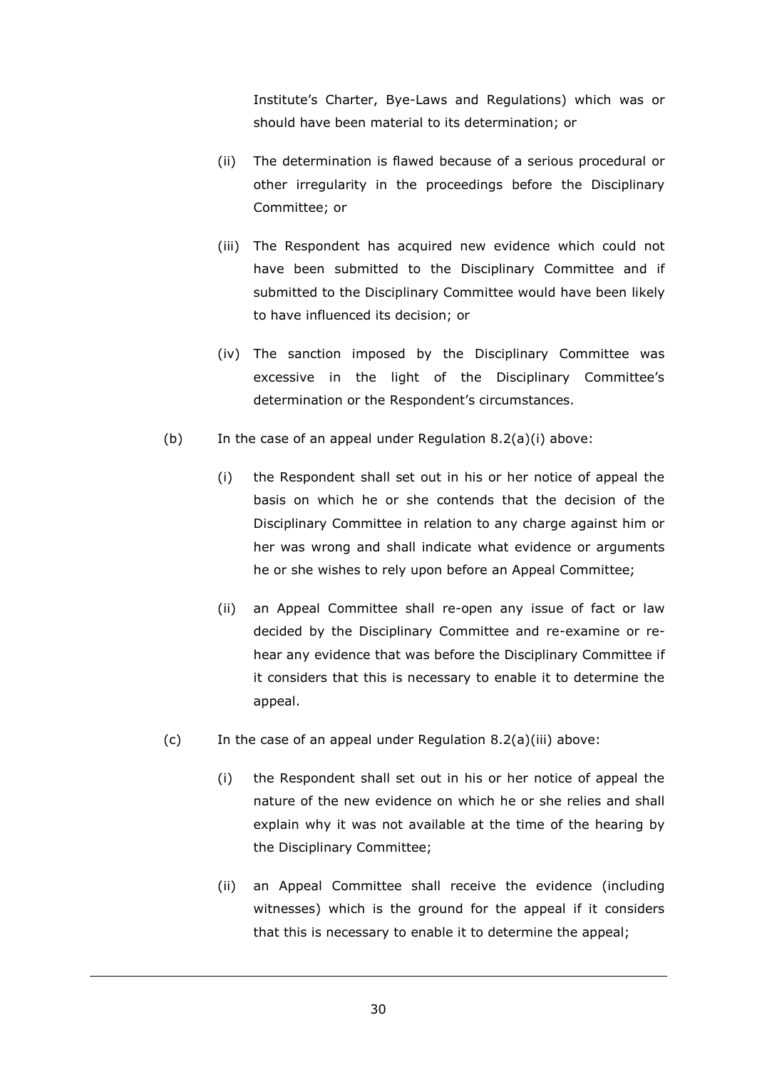Institute's Charter, Bye-Laws and Regulations) which was or should have been material to its determination; or

(ii) The determination is flawed because of a serious procedural or other irregularity in the proceedings before the Disciplinary Committee; or

(iii) The Respondent has acquired new evidence which could not have been submitted to the Disciplinary Committee and if submitted to the Disciplinary Committee would have been likely to have influenced its decision; or

(iv) The sanction imposed by the Disciplinary Committee was excessive in the light of the Disciplinary Committee's determination or the Respondent's circumstances.

(b) In the case of an appeal under Regulation 8.2(a)(i) above:

(i) the Respondent shall set out in his or her notice of appeal the basis on which he or she contends that the decision of the Disciplinary Committee in relation to any charge against him or her was wrong and shall indicate what evidence or arguments he or she wishes to rely upon before an Appeal Committee;

(ii) an Appeal Committee shall re-open any issue of fact or law decided by the Disciplinary Committee and re-examine or re-hear any evidence that was before the Disciplinary Committee if it considers that this is necessary to enable it to determine the appeal.

(c) In the case of an appeal under Regulation 8.2(a)(iii) above:

(i) the Respondent shall set out in his or her notice of appeal the nature of the new evidence on which he or she relies and shall explain why it was not available at the time of the hearing by the Disciplinary Committee;

(ii) an Appeal Committee shall receive the evidence (including witnesses) which is the ground for the appeal if it considers that this is necessary to enable it to determine the appeal;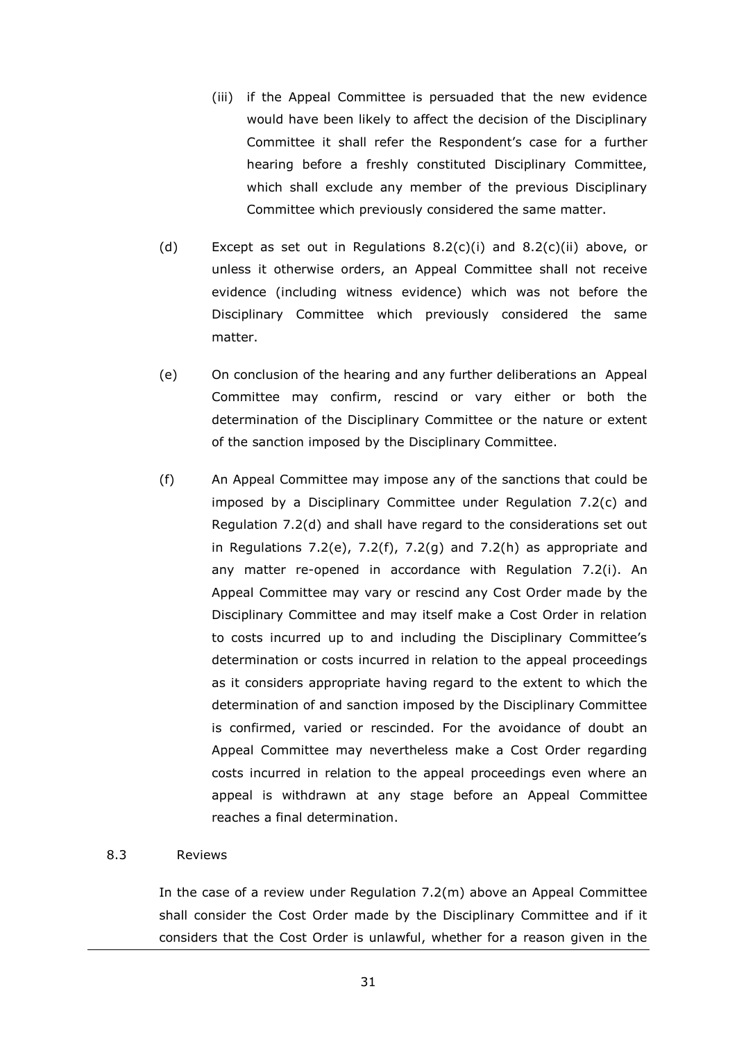(iii) if the Appeal Committee is persuaded that the new evidence would have been likely to affect the decision of the Disciplinary Committee it shall refer the Respondent's case for a further hearing before a freshly constituted Disciplinary Committee, which shall exclude any member of the previous Disciplinary Committee which previously considered the same matter.

(d) Except as set out in Regulations 8.2(c)(i) and 8.2(c)(ii) above, or unless it otherwise orders, an Appeal Committee shall not receive evidence (including witness evidence) which was not before the Disciplinary Committee which previously considered the same matter.

(e) On conclusion of the hearing and any further deliberations an Appeal Committee may confirm, rescind or vary either or both the determination of the Disciplinary Committee or the nature or extent of the sanction imposed by the Disciplinary Committee.

(f) An Appeal Committee may impose any of the sanctions that could be imposed by a Disciplinary Committee under Regulation 7.2(c) and Regulation 7.2(d) and shall have regard to the considerations set out in Regulations 7.2(e), 7.2(f), 7.2(g) and 7.2(h) as appropriate and any matter re-opened in accordance with Regulation 7.2(i). An Appeal Committee may vary or rescind any Cost Order made by the Disciplinary Committee and may itself make a Cost Order in relation to costs incurred up to and including the Disciplinary Committee's determination or costs incurred in relation to the appeal proceedings as it considers appropriate having regard to the extent to which the determination of and sanction imposed by the Disciplinary Committee is confirmed, varied or rescinded. For the avoidance of doubt an Appeal Committee may nevertheless make a Cost Order regarding costs incurred in relation to the appeal proceedings even where an appeal is withdrawn at any stage before an Appeal Committee reaches a final determination.

8.3 Reviews

In the case of a review under Regulation 7.2(m) above an Appeal Committee shall consider the Cost Order made by the Disciplinary Committee and if it considers that the Cost Order is unlawful, whether for a reason given in the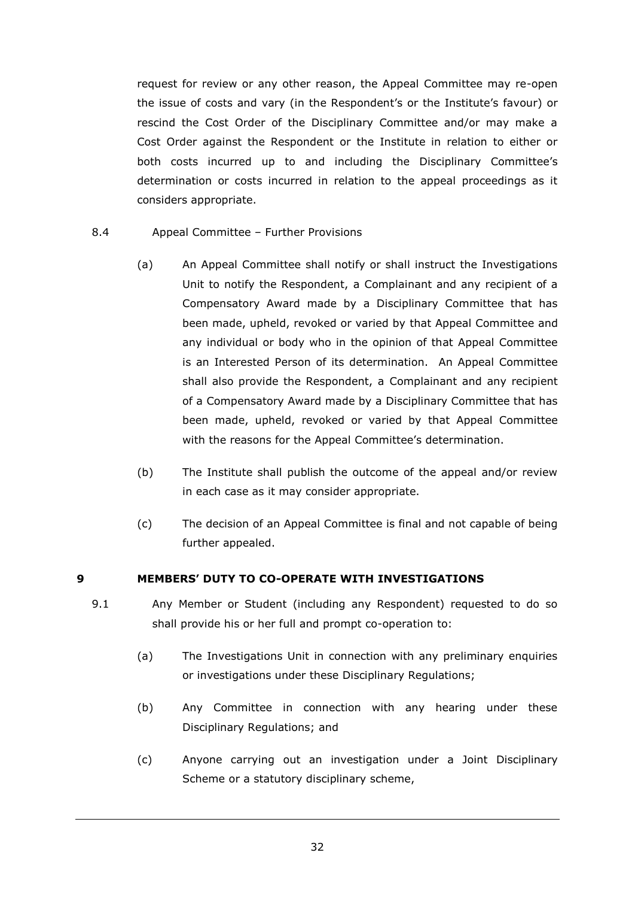request for review or any other reason, the Appeal Committee may re-open the issue of costs and vary (in the Respondent's or the Institute's favour) or rescind the Cost Order of the Disciplinary Committee and/or may make a Cost Order against the Respondent or the Institute in relation to either or both costs incurred up to and including the Disciplinary Committee's determination or costs incurred in relation to the appeal proceedings as it considers appropriate.

8.4 Appeal Committee – Further Provisions

(a) An Appeal Committee shall notify or shall instruct the Investigations Unit to notify the Respondent, a Complainant and any recipient of a Compensatory Award made by a Disciplinary Committee that has been made, upheld, revoked or varied by that Appeal Committee and any individual or body who in the opinion of that Appeal Committee is an Interested Person of its determination. An Appeal Committee shall also provide the Respondent, a Complainant and any recipient of a Compensatory Award made by a Disciplinary Committee that has been made, upheld, revoked or varied by that Appeal Committee with the reasons for the Appeal Committee's determination.

(b) The Institute shall publish the outcome of the appeal and/or review in each case as it may consider appropriate.

(c) The decision of an Appeal Committee is final and not capable of being further appealed.

## 9 MEMBERS' DUTY TO CO-OPERATE WITH INVESTIGATIONS

9.1 Any Member or Student (including any Respondent) requested to do so shall provide his or her full and prompt co-operation to:

(a) The Investigations Unit in connection with any preliminary enquiries or investigations under these Disciplinary Regulations;

(b) Any Committee in connection with any hearing under these Disciplinary Regulations; and

(c) Anyone carrying out an investigation under a Joint Disciplinary Scheme or a statutory disciplinary scheme,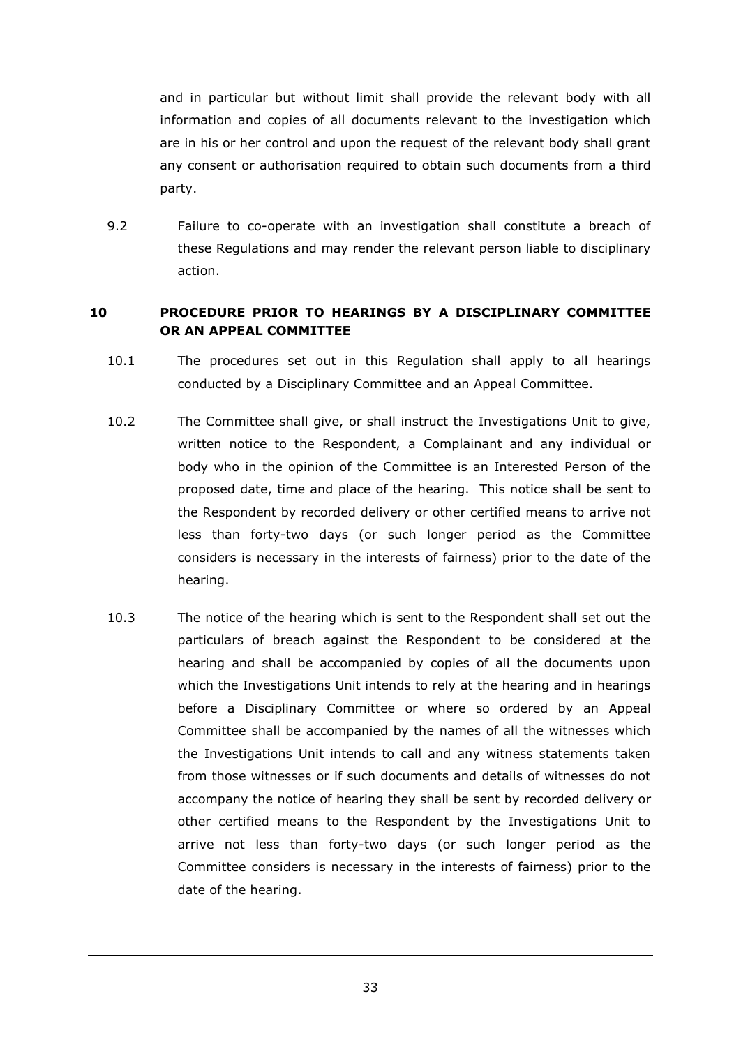and in particular but without limit shall provide the relevant body with all information and copies of all documents relevant to the investigation which are in his or her control and upon the request of the relevant body shall grant any consent or authorisation required to obtain such documents from a third party.

9.2 Failure to co-operate with an investigation shall constitute a breach of these Regulations and may render the relevant person liable to disciplinary action.

## 10 PROCEDURE PRIOR TO HEARINGS BY A DISCIPLINARY COMMITTEE OR AN APPEAL COMMITTEE

10.1 The procedures set out in this Regulation shall apply to all hearings conducted by a Disciplinary Committee and an Appeal Committee.

10.2 The Committee shall give, or shall instruct the Investigations Unit to give, written notice to the Respondent, a Complainant and any individual or body who in the opinion of the Committee is an Interested Person of the proposed date, time and place of the hearing. This notice shall be sent to the Respondent by recorded delivery or other certified means to arrive not less than forty-two days (or such longer period as the Committee considers is necessary in the interests of fairness) prior to the date of the hearing.

10.3 The notice of the hearing which is sent to the Respondent shall set out the particulars of breach against the Respondent to be considered at the hearing and shall be accompanied by copies of all the documents upon which the Investigations Unit intends to rely at the hearing and in hearings before a Disciplinary Committee or where so ordered by an Appeal Committee shall be accompanied by the names of all the witnesses which the Investigations Unit intends to call and any witness statements taken from those witnesses or if such documents and details of witnesses do not accompany the notice of hearing they shall be sent by recorded delivery or other certified means to the Respondent by the Investigations Unit to arrive not less than forty-two days (or such longer period as the Committee considers is necessary in the interests of fairness) prior to the date of the hearing.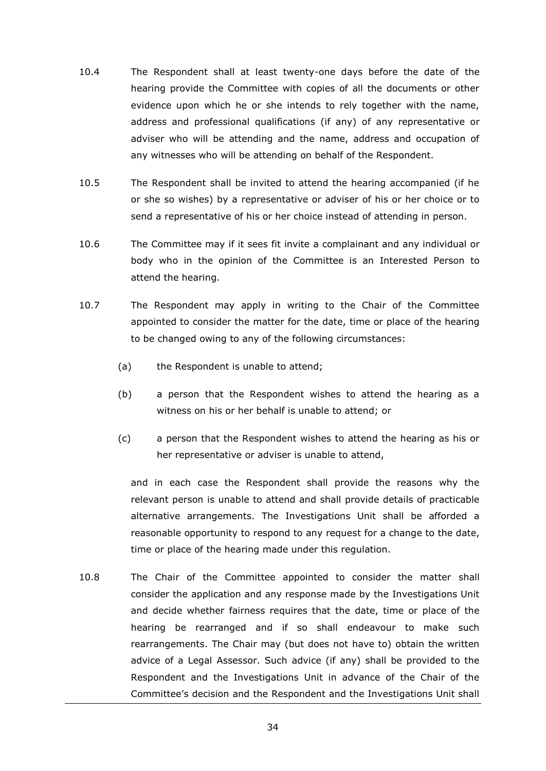10.4 The Respondent shall at least twenty-one days before the date of the hearing provide the Committee with copies of all the documents or other evidence upon which he or she intends to rely together with the name, address and professional qualifications (if any) of any representative or adviser who will be attending and the name, address and occupation of any witnesses who will be attending on behalf of the Respondent.

10.5 The Respondent shall be invited to attend the hearing accompanied (if he or she so wishes) by a representative or adviser of his or her choice or to send a representative of his or her choice instead of attending in person.

10.6 The Committee may if it sees fit invite a complainant and any individual or body who in the opinion of the Committee is an Interested Person to attend the hearing.

10.7 The Respondent may apply in writing to the Chair of the Committee appointed to consider the matter for the date, time or place of the hearing to be changed owing to any of the following circumstances:

(a) the Respondent is unable to attend;

(b) a person that the Respondent wishes to attend the hearing as a witness on his or her behalf is unable to attend; or

(c) a person that the Respondent wishes to attend the hearing as his or her representative or adviser is unable to attend,

and in each case the Respondent shall provide the reasons why the relevant person is unable to attend and shall provide details of practicable alternative arrangements. The Investigations Unit shall be afforded a reasonable opportunity to respond to any request for a change to the date, time or place of the hearing made under this regulation.

10.8 The Chair of the Committee appointed to consider the matter shall consider the application and any response made by the Investigations Unit and decide whether fairness requires that the date, time or place of the hearing be rearranged and if so shall endeavour to make such rearrangements. The Chair may (but does not have to) obtain the written advice of a Legal Assessor. Such advice (if any) shall be provided to the Respondent and the Investigations Unit in advance of the Chair of the Committee's decision and the Respondent and the Investigations Unit shall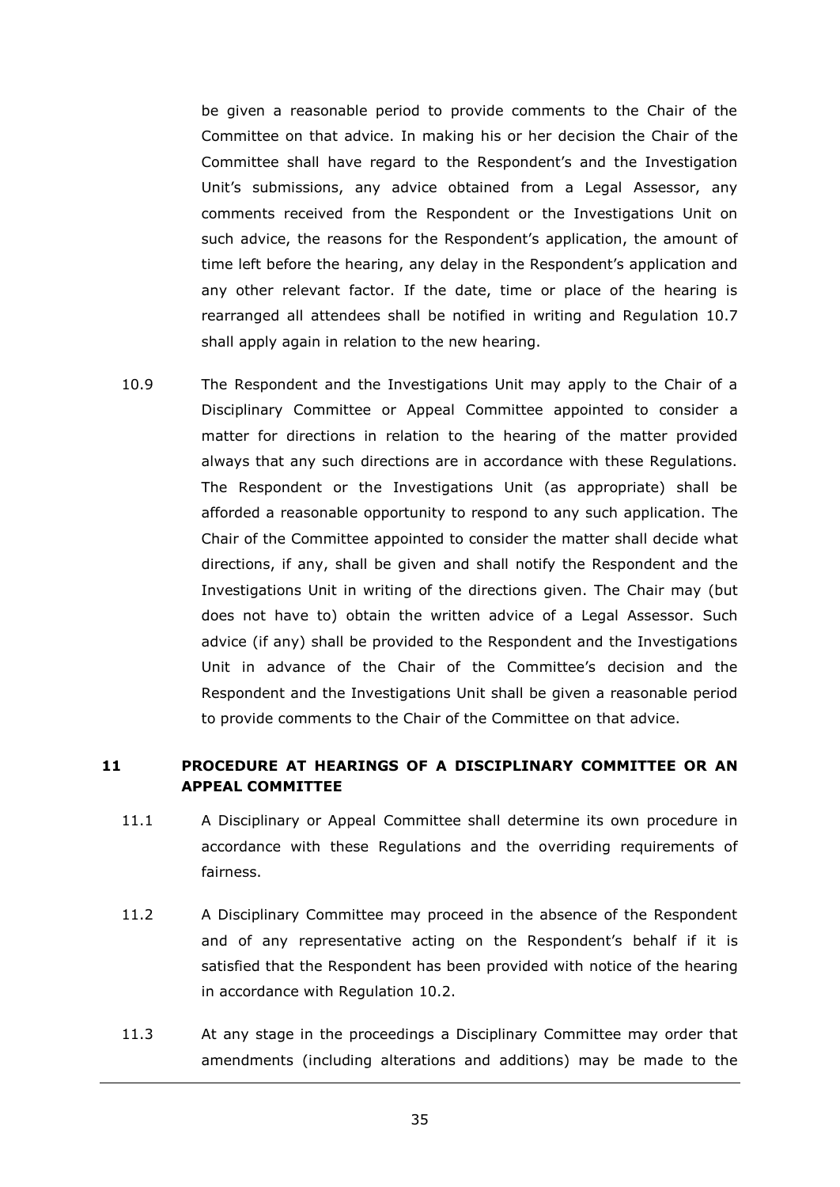be given a reasonable period to provide comments to the Chair of the Committee on that advice. In making his or her decision the Chair of the Committee shall have regard to the Respondent's and the Investigation Unit's submissions, any advice obtained from a Legal Assessor, any comments received from the Respondent or the Investigations Unit on such advice, the reasons for the Respondent's application, the amount of time left before the hearing, any delay in the Respondent's application and any other relevant factor. If the date, time or place of the hearing is rearranged all attendees shall be notified in writing and Regulation 10.7 shall apply again in relation to the new hearing.

10.9 The Respondent and the Investigations Unit may apply to the Chair of a Disciplinary Committee or Appeal Committee appointed to consider a matter for directions in relation to the hearing of the matter provided always that any such directions are in accordance with these Regulations. The Respondent or the Investigations Unit (as appropriate) shall be afforded a reasonable opportunity to respond to any such application. The Chair of the Committee appointed to consider the matter shall decide what directions, if any, shall be given and shall notify the Respondent and the Investigations Unit in writing of the directions given. The Chair may (but does not have to) obtain the written advice of a Legal Assessor. Such advice (if any) shall be provided to the Respondent and the Investigations Unit in advance of the Chair of the Committee's decision and the Respondent and the Investigations Unit shall be given a reasonable period to provide comments to the Chair of the Committee on that advice.

## 11 PROCEDURE AT HEARINGS OF A DISCIPLINARY COMMITTEE OR AN APPEAL COMMITTEE

11.1 A Disciplinary or Appeal Committee shall determine its own procedure in accordance with these Regulations and the overriding requirements of fairness.

11.2 A Disciplinary Committee may proceed in the absence of the Respondent and of any representative acting on the Respondent's behalf if it is satisfied that the Respondent has been provided with notice of the hearing in accordance with Regulation 10.2.

11.3 At any stage in the proceedings a Disciplinary Committee may order that amendments (including alterations and additions) may be made to the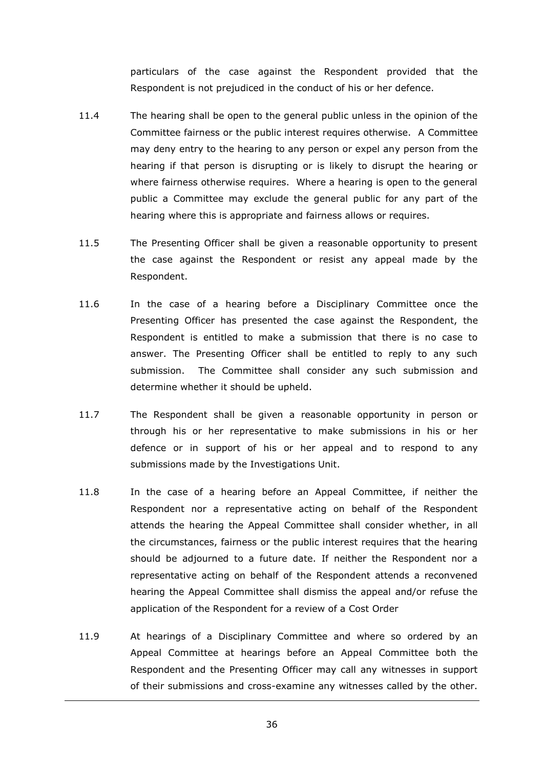particulars of the case against the Respondent provided that the Respondent is not prejudiced in the conduct of his or her defence.

11.4 The hearing shall be open to the general public unless in the opinion of the Committee fairness or the public interest requires otherwise. A Committee may deny entry to the hearing to any person or expel any person from the hearing if that person is disrupting or is likely to disrupt the hearing or where fairness otherwise requires. Where a hearing is open to the general public a Committee may exclude the general public for any part of the hearing where this is appropriate and fairness allows or requires.

11.5 The Presenting Officer shall be given a reasonable opportunity to present the case against the Respondent or resist any appeal made by the Respondent.

11.6 In the case of a hearing before a Disciplinary Committee once the Presenting Officer has presented the case against the Respondent, the Respondent is entitled to make a submission that there is no case to answer. The Presenting Officer shall be entitled to reply to any such submission. The Committee shall consider any such submission and determine whether it should be upheld.

11.7 The Respondent shall be given a reasonable opportunity in person or through his or her representative to make submissions in his or her defence or in support of his or her appeal and to respond to any submissions made by the Investigations Unit.

11.8 In the case of a hearing before an Appeal Committee, if neither the Respondent nor a representative acting on behalf of the Respondent attends the hearing the Appeal Committee shall consider whether, in all the circumstances, fairness or the public interest requires that the hearing should be adjourned to a future date. If neither the Respondent nor a representative acting on behalf of the Respondent attends a reconvened hearing the Appeal Committee shall dismiss the appeal and/or refuse the application of the Respondent for a review of a Cost Order

11.9 At hearings of a Disciplinary Committee and where so ordered by an Appeal Committee at hearings before an Appeal Committee both the Respondent and the Presenting Officer may call any witnesses in support of their submissions and cross-examine any witnesses called by the other.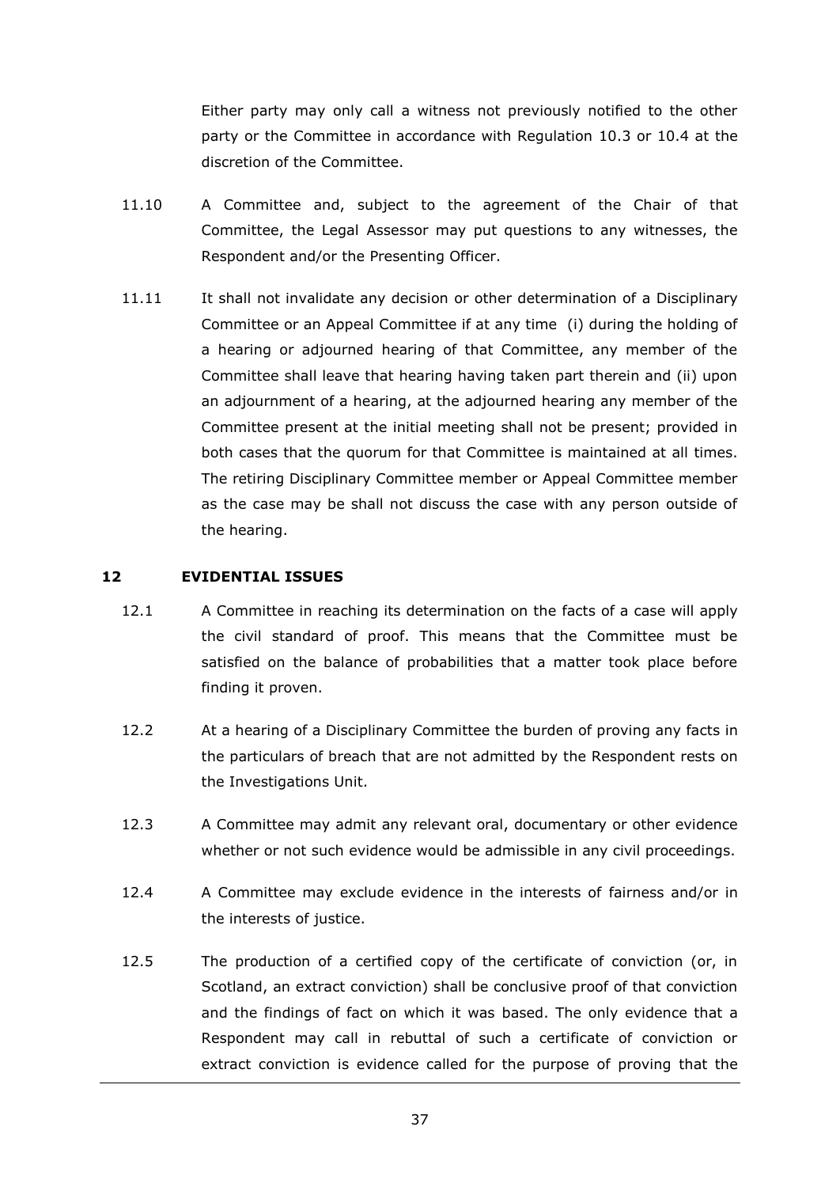Either party may only call a witness not previously notified to the other party or the Committee in accordance with Regulation 10.3 or 10.4 at the discretion of the Committee.

11.10 A Committee and, subject to the agreement of the Chair of that Committee, the Legal Assessor may put questions to any witnesses, the Respondent and/or the Presenting Officer.

11.11 It shall not invalidate any decision or other determination of a Disciplinary Committee or an Appeal Committee if at any time (i) during the holding of a hearing or adjourned hearing of that Committee, any member of the Committee shall leave that hearing having taken part therein and (ii) upon an adjournment of a hearing, at the adjourned hearing any member of the Committee present at the initial meeting shall not be present; provided in both cases that the quorum for that Committee is maintained at all times. The retiring Disciplinary Committee member or Appeal Committee member as the case may be shall not discuss the case with any person outside of the hearing.

## 12 EVIDENTIAL ISSUES

12.1 A Committee in reaching its determination on the facts of a case will apply the civil standard of proof. This means that the Committee must be satisfied on the balance of probabilities that a matter took place before finding it proven.

12.2 At a hearing of a Disciplinary Committee the burden of proving any facts in the particulars of breach that are not admitted by the Respondent rests on the Investigations Unit.

12.3 A Committee may admit any relevant oral, documentary or other evidence whether or not such evidence would be admissible in any civil proceedings.

12.4 A Committee may exclude evidence in the interests of fairness and/or in the interests of justice.

12.5 The production of a certified copy of the certificate of conviction (or, in Scotland, an extract conviction) shall be conclusive proof of that conviction and the findings of fact on which it was based. The only evidence that a Respondent may call in rebuttal of such a certificate of conviction or extract conviction is evidence called for the purpose of proving that the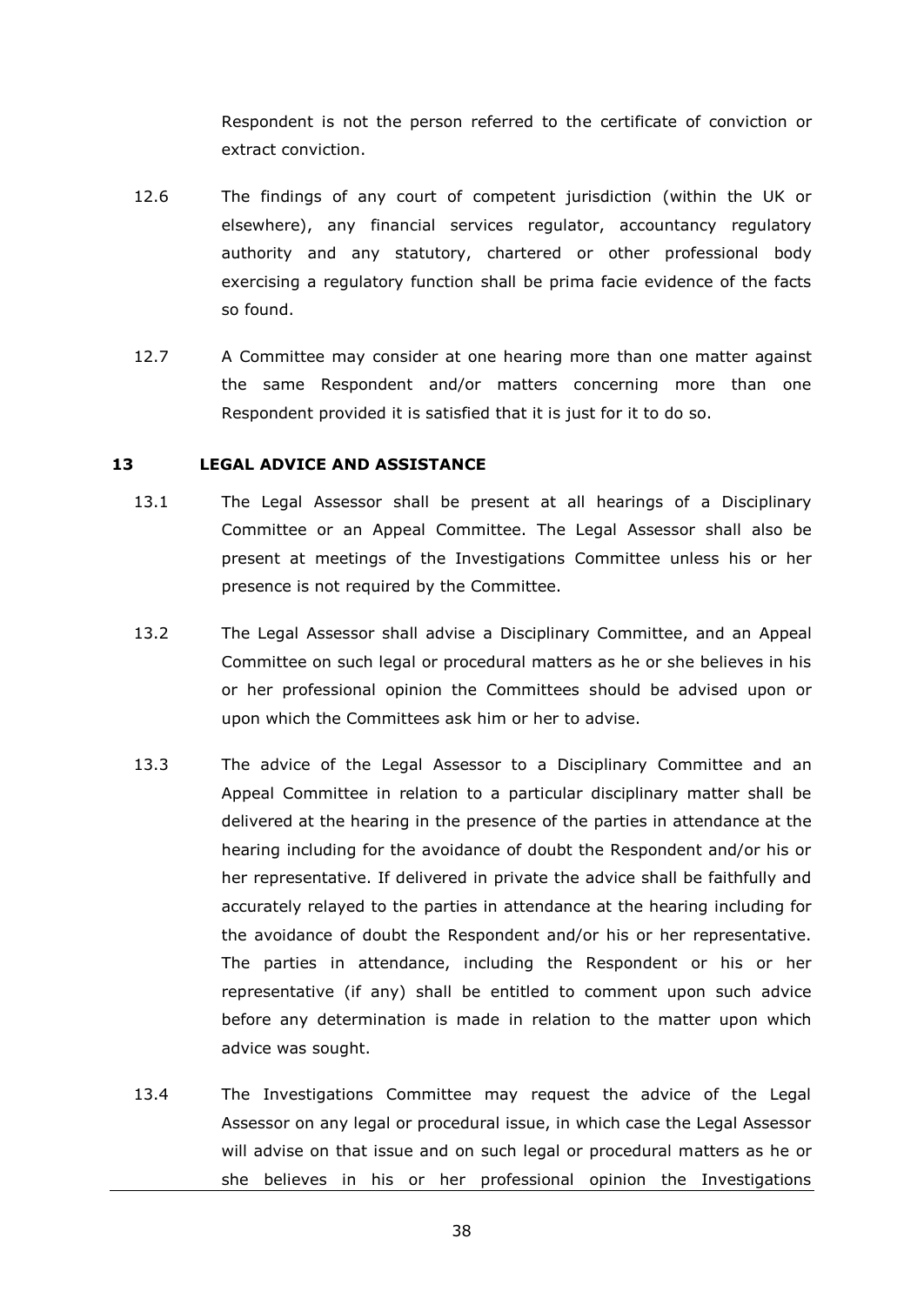Respondent is not the person referred to the certificate of conviction or extract conviction.

12.6 The findings of any court of competent jurisdiction (within the UK or elsewhere), any financial services regulator, accountancy regulatory authority and any statutory, chartered or other professional body exercising a regulatory function shall be prima facie evidence of the facts so found.

12.7 A Committee may consider at one hearing more than one matter against the same Respondent and/or matters concerning more than one Respondent provided it is satisfied that it is just for it to do so.

## 13 LEGAL ADVICE AND ASSISTANCE

13.1 The Legal Assessor shall be present at all hearings of a Disciplinary Committee or an Appeal Committee. The Legal Assessor shall also be present at meetings of the Investigations Committee unless his or her presence is not required by the Committee.

13.2 The Legal Assessor shall advise a Disciplinary Committee, and an Appeal Committee on such legal or procedural matters as he or she believes in his or her professional opinion the Committees should be advised upon or upon which the Committees ask him or her to advise.

13.3 The advice of the Legal Assessor to a Disciplinary Committee and an Appeal Committee in relation to a particular disciplinary matter shall be delivered at the hearing in the presence of the parties in attendance at the hearing including for the avoidance of doubt the Respondent and/or his or her representative. If delivered in private the advice shall be faithfully and accurately relayed to the parties in attendance at the hearing including for the avoidance of doubt the Respondent and/or his or her representative. The parties in attendance, including the Respondent or his or her representative (if any) shall be entitled to comment upon such advice before any determination is made in relation to the matter upon which advice was sought.

13.4 The Investigations Committee may request the advice of the Legal Assessor on any legal or procedural issue, in which case the Legal Assessor will advise on that issue and on such legal or procedural matters as he or she believes in his or her professional opinion the Investigations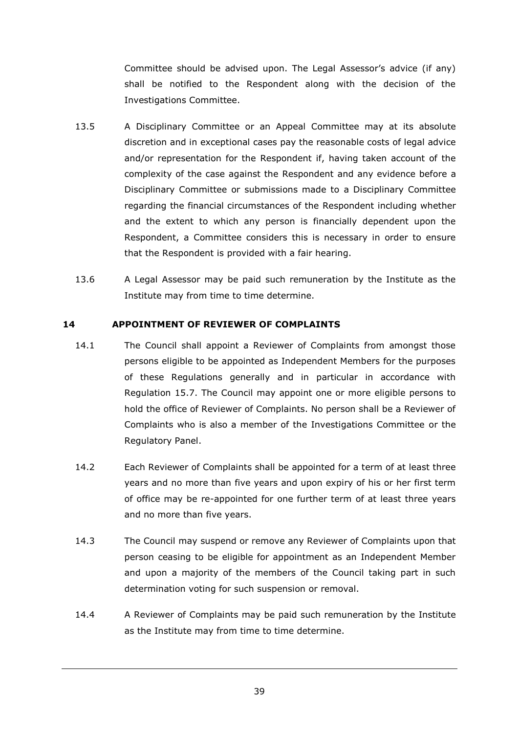Committee should be advised upon. The Legal Assessor's advice (if any) shall be notified to the Respondent along with the decision of the Investigations Committee.

13.5 A Disciplinary Committee or an Appeal Committee may at its absolute discretion and in exceptional cases pay the reasonable costs of legal advice and/or representation for the Respondent if, having taken account of the complexity of the case against the Respondent and any evidence before a Disciplinary Committee or submissions made to a Disciplinary Committee regarding the financial circumstances of the Respondent including whether and the extent to which any person is financially dependent upon the Respondent, a Committee considers this is necessary in order to ensure that the Respondent is provided with a fair hearing.

13.6 A Legal Assessor may be paid such remuneration by the Institute as the Institute may from time to time determine.

## 14 APPOINTMENT OF REVIEWER OF COMPLAINTS

14.1 The Council shall appoint a Reviewer of Complaints from amongst those persons eligible to be appointed as Independent Members for the purposes of these Regulations generally and in particular in accordance with Regulation 15.7. The Council may appoint one or more eligible persons to hold the office of Reviewer of Complaints. No person shall be a Reviewer of Complaints who is also a member of the Investigations Committee or the Regulatory Panel.

14.2 Each Reviewer of Complaints shall be appointed for a term of at least three years and no more than five years and upon expiry of his or her first term of office may be re-appointed for one further term of at least three years and no more than five years.

14.3 The Council may suspend or remove any Reviewer of Complaints upon that person ceasing to be eligible for appointment as an Independent Member and upon a majority of the members of the Council taking part in such determination voting for such suspension or removal.

14.4 A Reviewer of Complaints may be paid such remuneration by the Institute as the Institute may from time to time determine.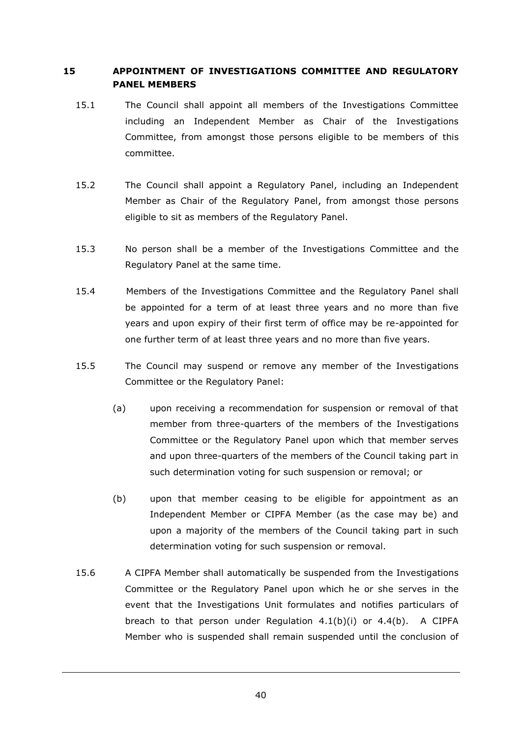## 15 APPOINTMENT OF INVESTIGATIONS COMMITTEE AND REGULATORY PANEL MEMBERS

15.1 The Council shall appoint all members of the Investigations Committee including an Independent Member as Chair of the Investigations Committee, from amongst those persons eligible to be members of this committee.

15.2 The Council shall appoint a Regulatory Panel, including an Independent Member as Chair of the Regulatory Panel, from amongst those persons eligible to sit as members of the Regulatory Panel.

15.3 No person shall be a member of the Investigations Committee and the Regulatory Panel at the same time.

15.4 Members of the Investigations Committee and the Regulatory Panel shall be appointed for a term of at least three years and no more than five years and upon expiry of their first term of office may be re-appointed for one further term of at least three years and no more than five years.

15.5 The Council may suspend or remove any member of the Investigations Committee or the Regulatory Panel:

(a) upon receiving a recommendation for suspension or removal of that member from three-quarters of the members of the Investigations Committee or the Regulatory Panel upon which that member serves and upon three-quarters of the members of the Council taking part in such determination voting for such suspension or removal; or

(b) upon that member ceasing to be eligible for appointment as an Independent Member or CIPFA Member (as the case may be) and upon a majority of the members of the Council taking part in such determination voting for such suspension or removal.

15.6 A CIPFA Member shall automatically be suspended from the Investigations Committee or the Regulatory Panel upon which he or she serves in the event that the Investigations Unit formulates and notifies particulars of breach to that person under Regulation 4.1(b)(i) or 4.4(b). A CIPFA Member who is suspended shall remain suspended until the conclusion of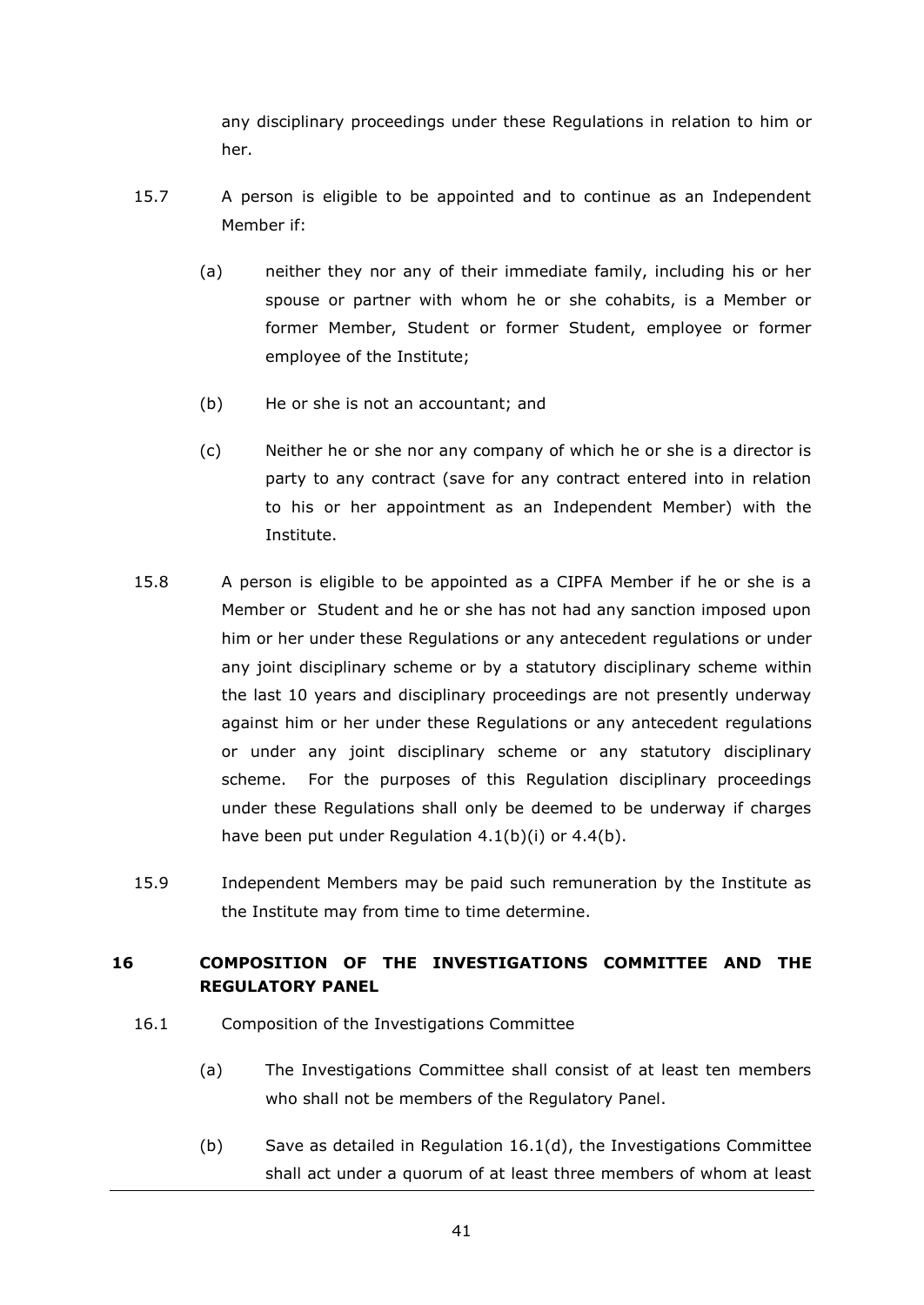any disciplinary proceedings under these Regulations in relation to him or her.

15.7 A person is eligible to be appointed and to continue as an Independent Member if:

(a) neither they nor any of their immediate family, including his or her spouse or partner with whom he or she cohabits, is a Member or former Member, Student or former Student, employee or former employee of the Institute;

(b) He or she is not an accountant; and

(c) Neither he or she nor any company of which he or she is a director is party to any contract (save for any contract entered into in relation to his or her appointment as an Independent Member) with the Institute.

15.8 A person is eligible to be appointed as a CIPFA Member if he or she is a Member or Student and he or she has not had any sanction imposed upon him or her under these Regulations or any antecedent regulations or under any joint disciplinary scheme or by a statutory disciplinary scheme within the last 10 years and disciplinary proceedings are not presently underway against him or her under these Regulations or any antecedent regulations or under any joint disciplinary scheme or any statutory disciplinary scheme. For the purposes of this Regulation disciplinary proceedings under these Regulations shall only be deemed to be underway if charges have been put under Regulation 4.1(b)(i) or 4.4(b).

15.9 Independent Members may be paid such remuneration by the Institute as the Institute may from time to time determine.

## 16 COMPOSITION OF THE INVESTIGATIONS COMMITTEE AND THE REGULATORY PANEL

16.1 Composition of the Investigations Committee

(a) The Investigations Committee shall consist of at least ten members who shall not be members of the Regulatory Panel.

(b) Save as detailed in Regulation 16.1(d), the Investigations Committee shall act under a quorum of at least three members of whom at least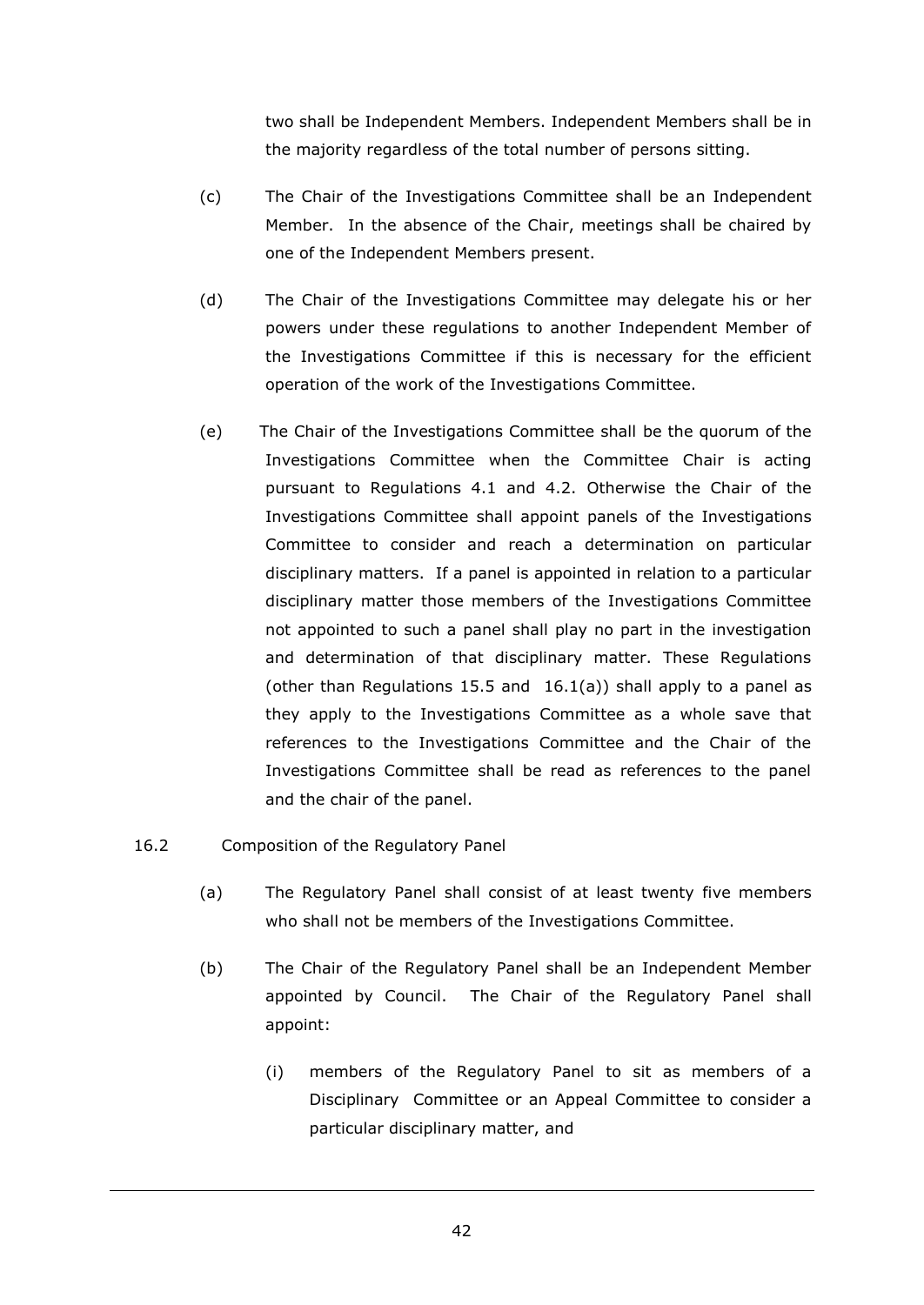two shall be Independent Members. Independent Members shall be in the majority regardless of the total number of persons sitting.

(c) The Chair of the Investigations Committee shall be an Independent Member. In the absence of the Chair, meetings shall be chaired by one of the Independent Members present.

(d) The Chair of the Investigations Committee may delegate his or her powers under these regulations to another Independent Member of the Investigations Committee if this is necessary for the efficient operation of the work of the Investigations Committee.

(e) The Chair of the Investigations Committee shall be the quorum of the Investigations Committee when the Committee Chair is acting pursuant to Regulations 4.1 and 4.2. Otherwise the Chair of the Investigations Committee shall appoint panels of the Investigations Committee to consider and reach a determination on particular disciplinary matters. If a panel is appointed in relation to a particular disciplinary matter those members of the Investigations Committee not appointed to such a panel shall play no part in the investigation and determination of that disciplinary matter. These Regulations (other than Regulations 15.5 and 16.1(a)) shall apply to a panel as they apply to the Investigations Committee as a whole save that references to the Investigations Committee and the Chair of the Investigations Committee shall be read as references to the panel and the chair of the panel.

16.2 Composition of the Regulatory Panel

(a) The Regulatory Panel shall consist of at least twenty five members who shall not be members of the Investigations Committee.

(b) The Chair of the Regulatory Panel shall be an Independent Member appointed by Council. The Chair of the Regulatory Panel shall appoint:

(i) members of the Regulatory Panel to sit as members of a Disciplinary Committee or an Appeal Committee to consider a particular disciplinary matter, and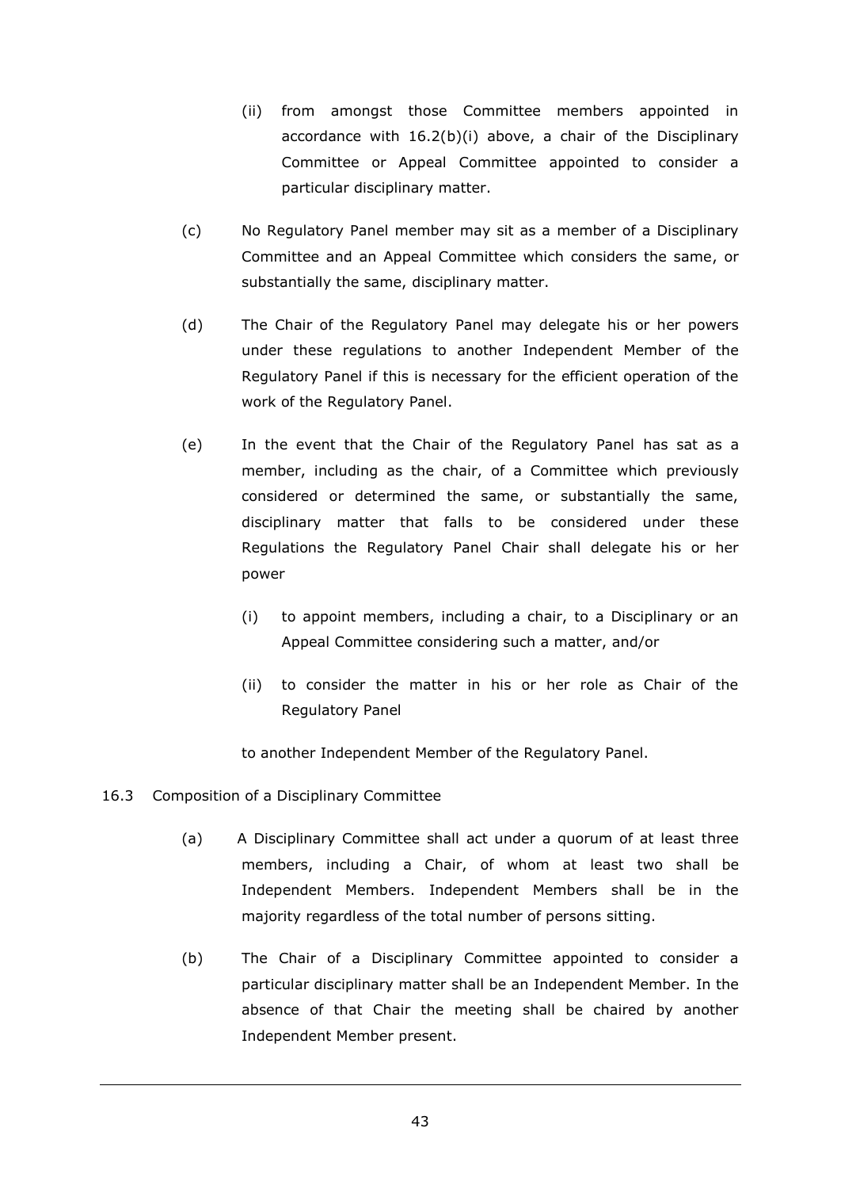(ii) from amongst those Committee members appointed in accordance with 16.2(b)(i) above, a chair of the Disciplinary Committee or Appeal Committee appointed to consider a particular disciplinary matter.

(c) No Regulatory Panel member may sit as a member of a Disciplinary Committee and an Appeal Committee which considers the same, or substantially the same, disciplinary matter.

(d) The Chair of the Regulatory Panel may delegate his or her powers under these regulations to another Independent Member of the Regulatory Panel if this is necessary for the efficient operation of the work of the Regulatory Panel.

(e) In the event that the Chair of the Regulatory Panel has sat as a member, including as the chair, of a Committee which previously considered or determined the same, or substantially the same, disciplinary matter that falls to be considered under these Regulations the Regulatory Panel Chair shall delegate his or her power

(i) to appoint members, including a chair, to a Disciplinary or an Appeal Committee considering such a matter, and/or

(ii) to consider the matter in his or her role as Chair of the Regulatory Panel

to another Independent Member of the Regulatory Panel.

16.3 Composition of a Disciplinary Committee

(a) A Disciplinary Committee shall act under a quorum of at least three members, including a Chair, of whom at least two shall be Independent Members. Independent Members shall be in the majority regardless of the total number of persons sitting.

(b) The Chair of a Disciplinary Committee appointed to consider a particular disciplinary matter shall be an Independent Member. In the absence of that Chair the meeting shall be chaired by another Independent Member present.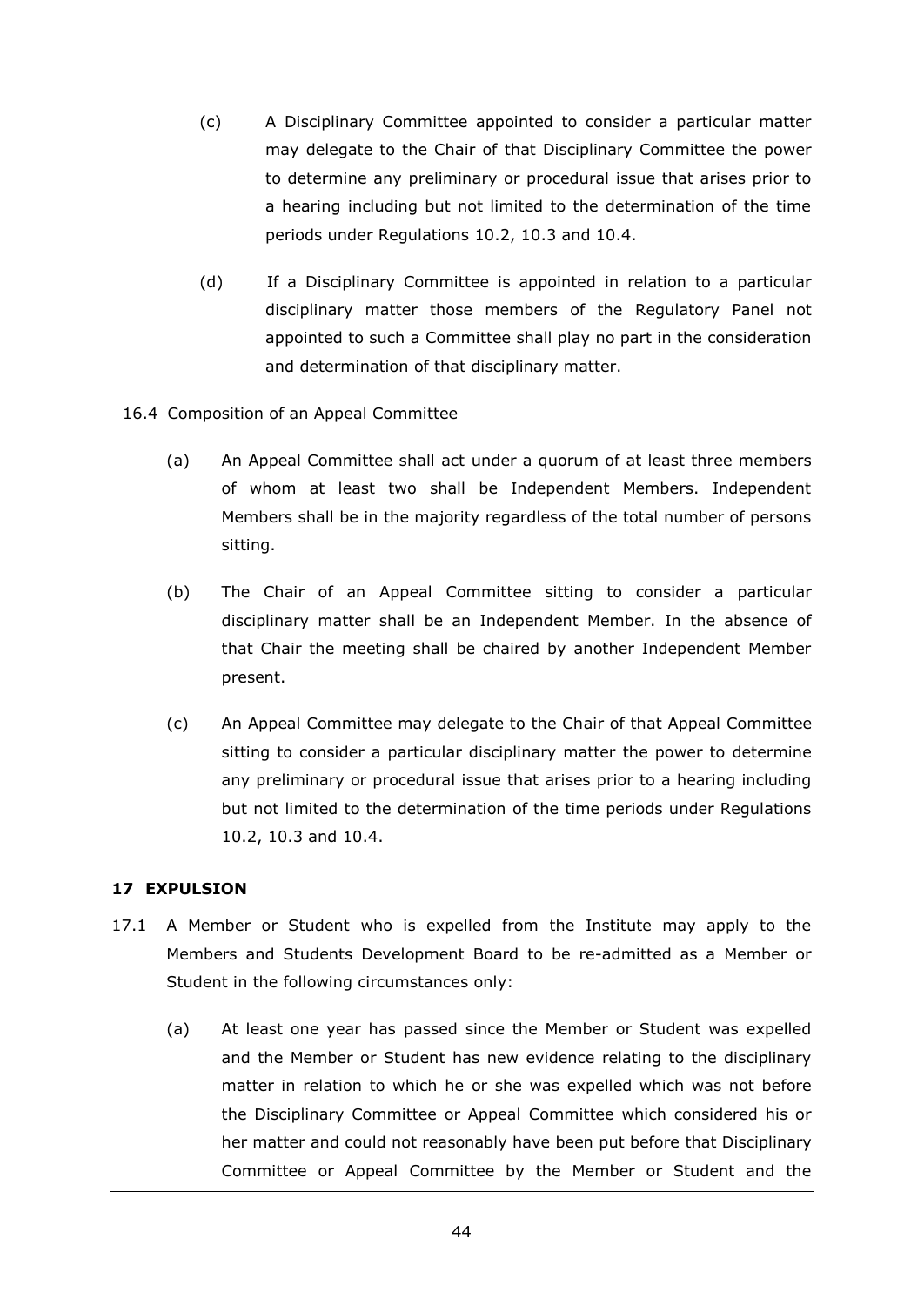(c) A Disciplinary Committee appointed to consider a particular matter may delegate to the Chair of that Disciplinary Committee the power to determine any preliminary or procedural issue that arises prior to a hearing including but not limited to the determination of the time periods under Regulations 10.2, 10.3 and 10.4.

(d) If a Disciplinary Committee is appointed in relation to a particular disciplinary matter those members of the Regulatory Panel not appointed to such a Committee shall play no part in the consideration and determination of that disciplinary matter.

16.4 Composition of an Appeal Committee

(a) An Appeal Committee shall act under a quorum of at least three members of whom at least two shall be Independent Members. Independent Members shall be in the majority regardless of the total number of persons sitting.

(b) The Chair of an Appeal Committee sitting to consider a particular disciplinary matter shall be an Independent Member. In the absence of that Chair the meeting shall be chaired by another Independent Member present.

(c) An Appeal Committee may delegate to the Chair of that Appeal Committee sitting to consider a particular disciplinary matter the power to determine any preliminary or procedural issue that arises prior to a hearing including but not limited to the determination of the time periods under Regulations 10.2, 10.3 and 10.4.

**17 EXPULSION**

17.1 A Member or Student who is expelled from the Institute may apply to the Members and Students Development Board to be re-admitted as a Member or Student in the following circumstances only:

(a) At least one year has passed since the Member or Student was expelled and the Member or Student has new evidence relating to the disciplinary matter in relation to which he or she was expelled which was not before the Disciplinary Committee or Appeal Committee which considered his or her matter and could not reasonably have been put before that Disciplinary Committee or Appeal Committee by the Member or Student and the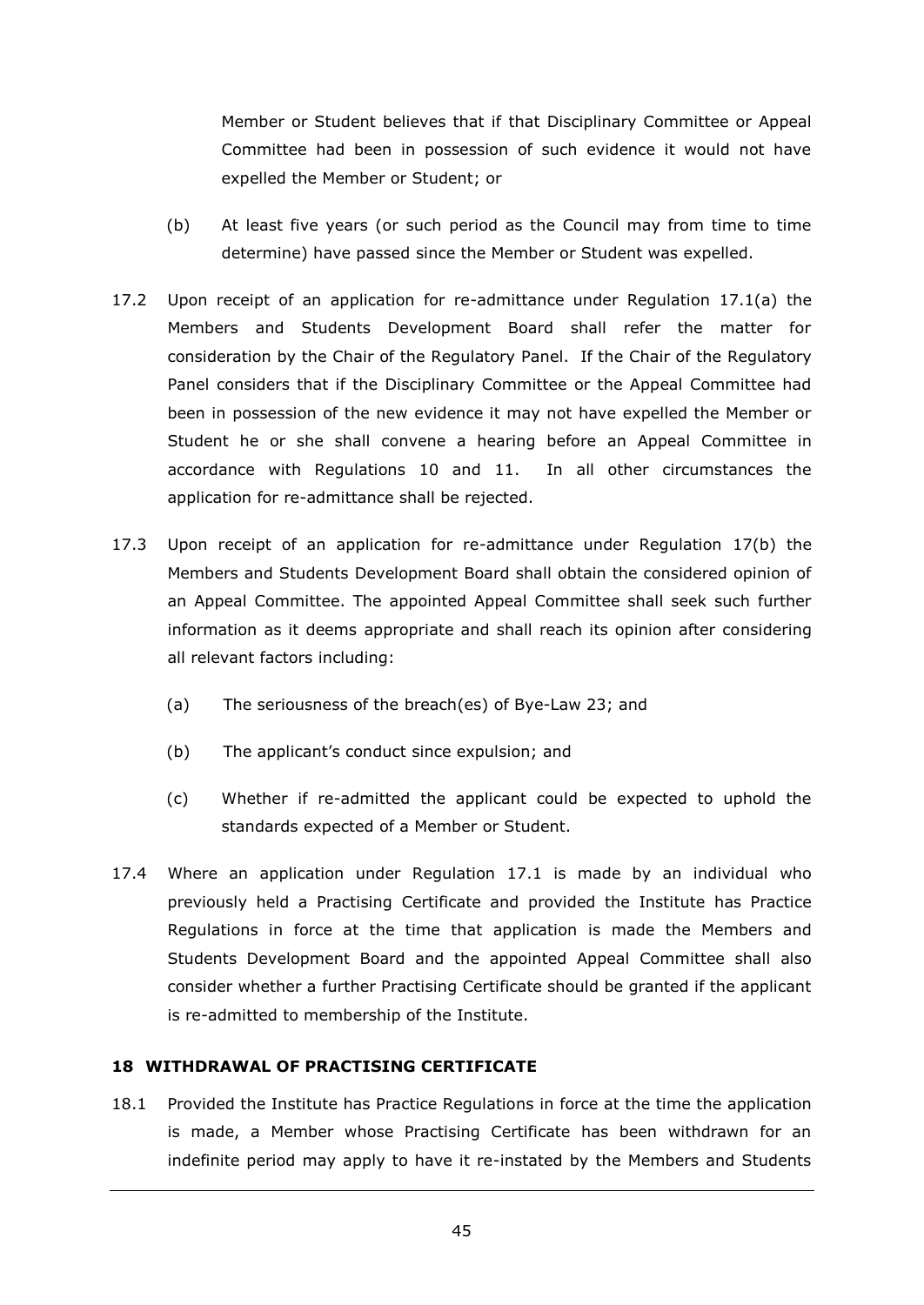Member or Student believes that if that Disciplinary Committee or Appeal Committee had been in possession of such evidence it would not have expelled the Member or Student; or

(b) At least five years (or such period as the Council may from time to time determine) have passed since the Member or Student was expelled.

17.2 Upon receipt of an application for re-admittance under Regulation 17.1(a) the Members and Students Development Board shall refer the matter for consideration by the Chair of the Regulatory Panel. If the Chair of the Regulatory Panel considers that if the Disciplinary Committee or the Appeal Committee had been in possession of the new evidence it may not have expelled the Member or Student he or she shall convene a hearing before an Appeal Committee in accordance with Regulations 10 and 11. In all other circumstances the application for re-admittance shall be rejected.

17.3 Upon receipt of an application for re-admittance under Regulation 17(b) the Members and Students Development Board shall obtain the considered opinion of an Appeal Committee. The appointed Appeal Committee shall seek such further information as it deems appropriate and shall reach its opinion after considering all relevant factors including:

(a) The seriousness of the breach(es) of Bye-Law 23; and

(b) The applicant's conduct since expulsion; and

(c) Whether if re-admitted the applicant could be expected to uphold the standards expected of a Member or Student.

17.4 Where an application under Regulation 17.1 is made by an individual who previously held a Practising Certificate and provided the Institute has Practice Regulations in force at the time that application is made the Members and Students Development Board and the appointed Appeal Committee shall also consider whether a further Practising Certificate should be granted if the applicant is re-admitted to membership of the Institute.

## 18 WITHDRAWAL OF PRACTISING CERTIFICATE

18.1 Provided the Institute has Practice Regulations in force at the time the application is made, a Member whose Practising Certificate has been withdrawn for an indefinite period may apply to have it re-instated by the Members and Students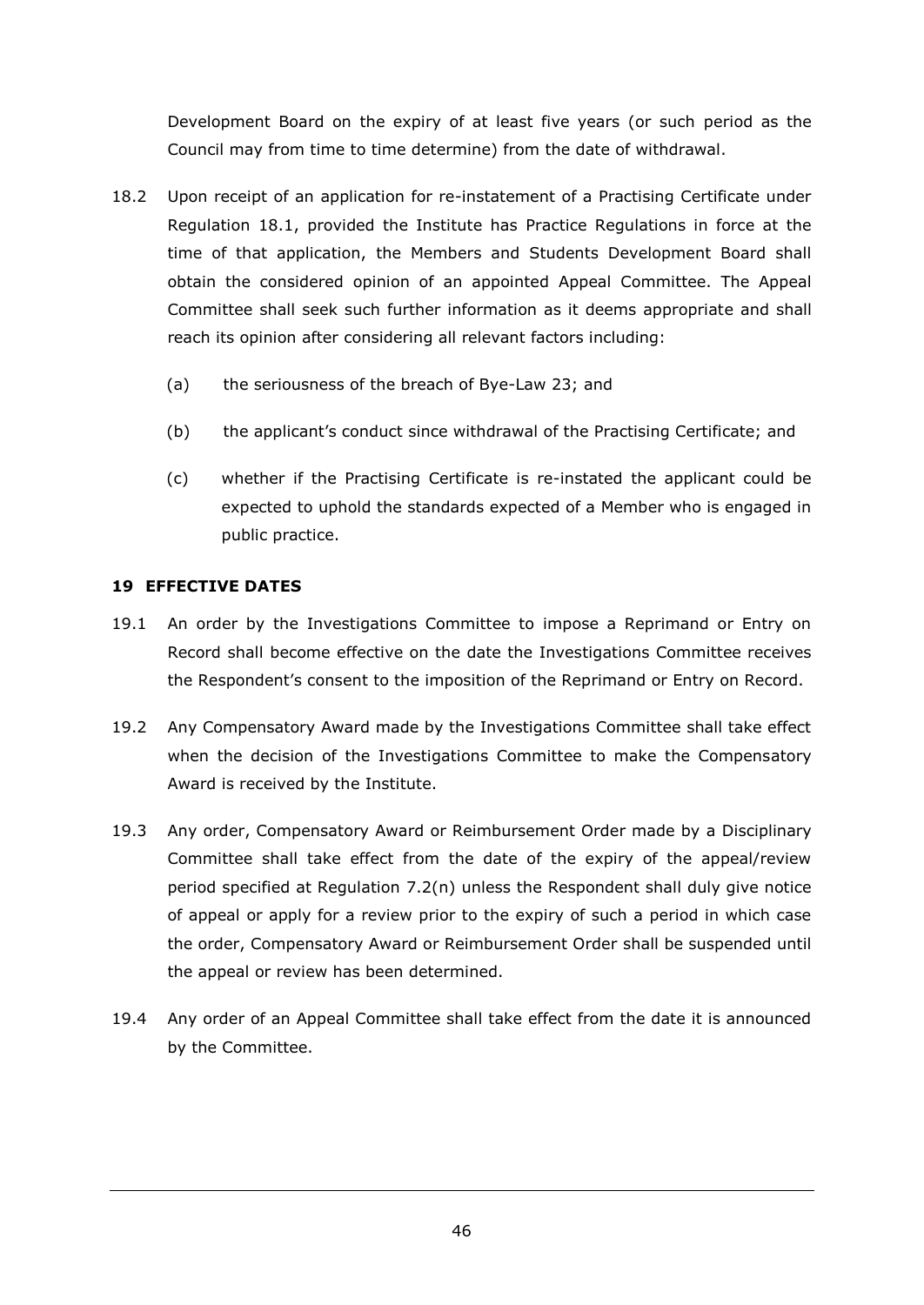Development Board on the expiry of at least five years (or such period as the Council may from time to time determine) from the date of withdrawal.

18.2 Upon receipt of an application for re-instatement of a Practising Certificate under Regulation 18.1, provided the Institute has Practice Regulations in force at the time of that application, the Members and Students Development Board shall obtain the considered opinion of an appointed Appeal Committee. The Appeal Committee shall seek such further information as it deems appropriate and shall reach its opinion after considering all relevant factors including:

(a) the seriousness of the breach of Bye-Law 23; and

(b) the applicant's conduct since withdrawal of the Practising Certificate; and

(c) whether if the Practising Certificate is re-instated the applicant could be expected to uphold the standards expected of a Member who is engaged in public practice.

**19 EFFECTIVE DATES**

19.1 An order by the Investigations Committee to impose a Reprimand or Entry on Record shall become effective on the date the Investigations Committee receives the Respondent's consent to the imposition of the Reprimand or Entry on Record.

19.2 Any Compensatory Award made by the Investigations Committee shall take effect when the decision of the Investigations Committee to make the Compensatory Award is received by the Institute.

19.3 Any order, Compensatory Award or Reimbursement Order made by a Disciplinary Committee shall take effect from the date of the expiry of the appeal/review period specified at Regulation 7.2(n) unless the Respondent shall duly give notice of appeal or apply for a review prior to the expiry of such a period in which case the order, Compensatory Award or Reimbursement Order shall be suspended until the appeal or review has been determined.

19.4 Any order of an Appeal Committee shall take effect from the date it is announced by the Committee.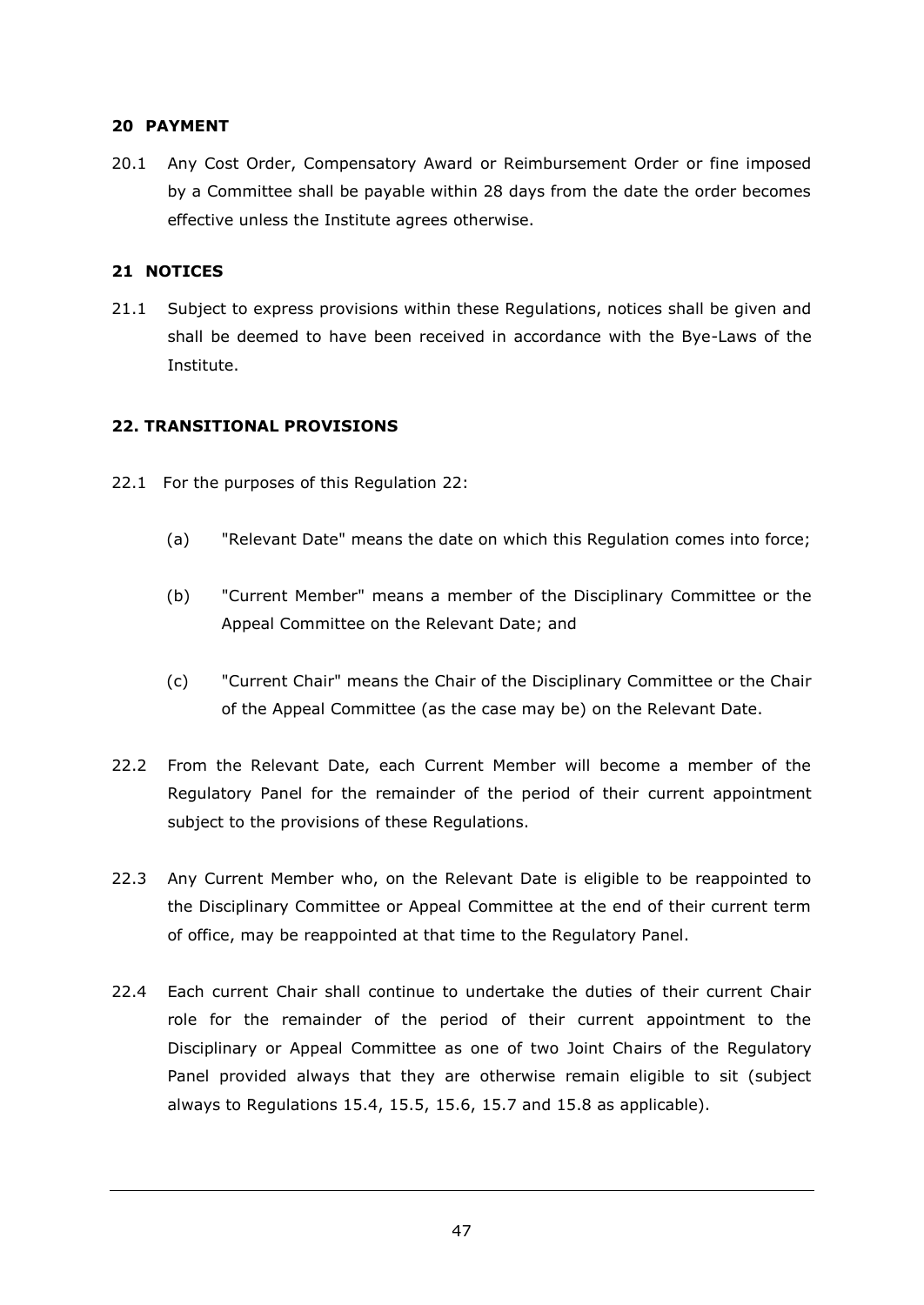## 20 PAYMENT

20.1 Any Cost Order, Compensatory Award or Reimbursement Order or fine imposed by a Committee shall be payable within 28 days from the date the order becomes effective unless the Institute agrees otherwise.

## 21 NOTICES

21.1 Subject to express provisions within these Regulations, notices shall be given and shall be deemed to have been received in accordance with the Bye-Laws of the Institute.

## 22. TRANSITIONAL PROVISIONS

22.1 For the purposes of this Regulation 22:

(a) "Relevant Date" means the date on which this Regulation comes into force;

(b) "Current Member" means a member of the Disciplinary Committee or the Appeal Committee on the Relevant Date; and

(c) "Current Chair" means the Chair of the Disciplinary Committee or the Chair of the Appeal Committee (as the case may be) on the Relevant Date.

22.2 From the Relevant Date, each Current Member will become a member of the Regulatory Panel for the remainder of the period of their current appointment subject to the provisions of these Regulations.

22.3 Any Current Member who, on the Relevant Date is eligible to be reappointed to the Disciplinary Committee or Appeal Committee at the end of their current term of office, may be reappointed at that time to the Regulatory Panel.

22.4 Each current Chair shall continue to undertake the duties of their current Chair role for the remainder of the period of their current appointment to the Disciplinary or Appeal Committee as one of two Joint Chairs of the Regulatory Panel provided always that they are otherwise remain eligible to sit (subject always to Regulations 15.4, 15.5, 15.6, 15.7 and 15.8 as applicable).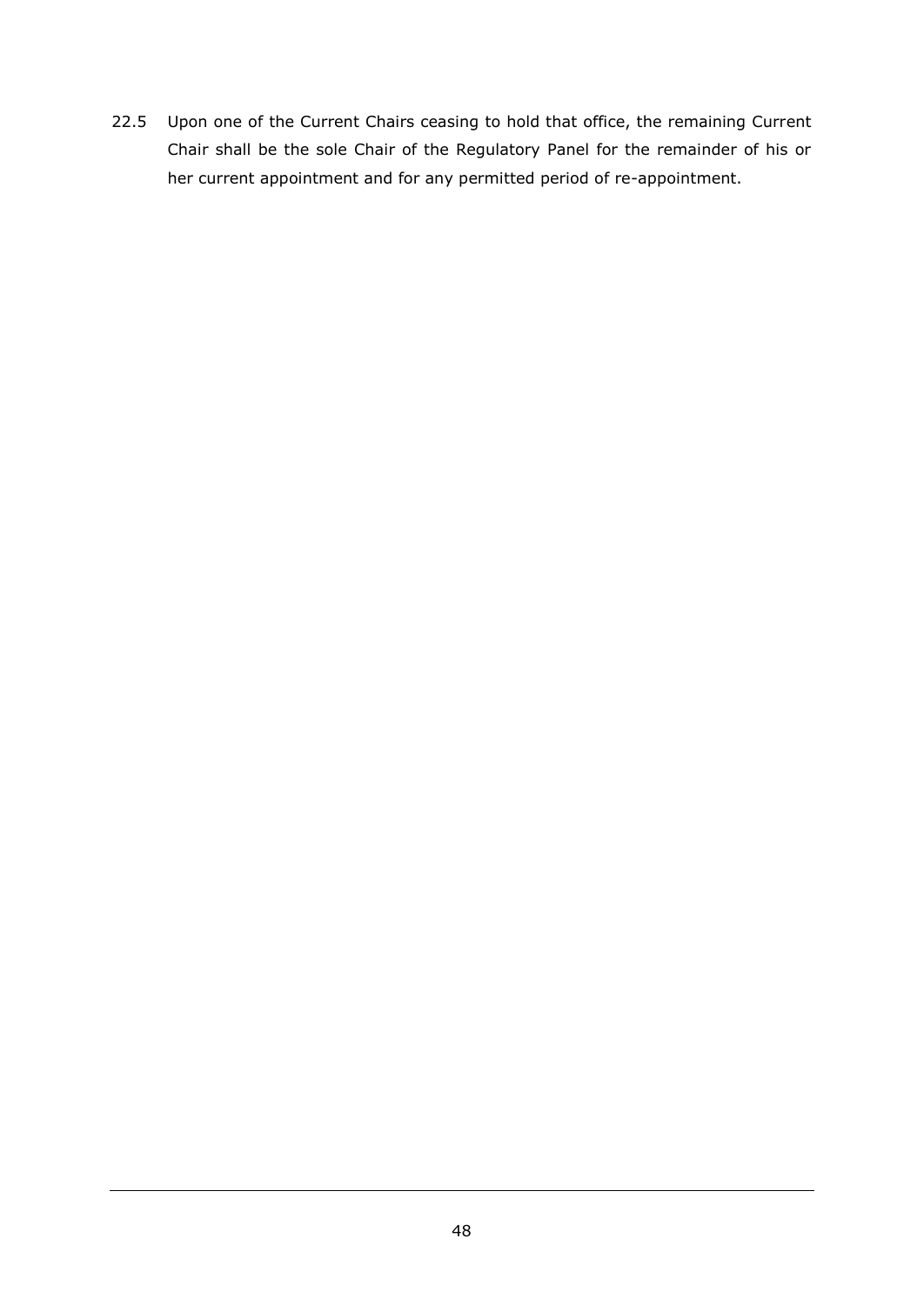22.5 Upon one of the Current Chairs ceasing to hold that office, the remaining Current Chair shall be the sole Chair of the Regulatory Panel for the remainder of his or her current appointment and for any permitted period of re-appointment.